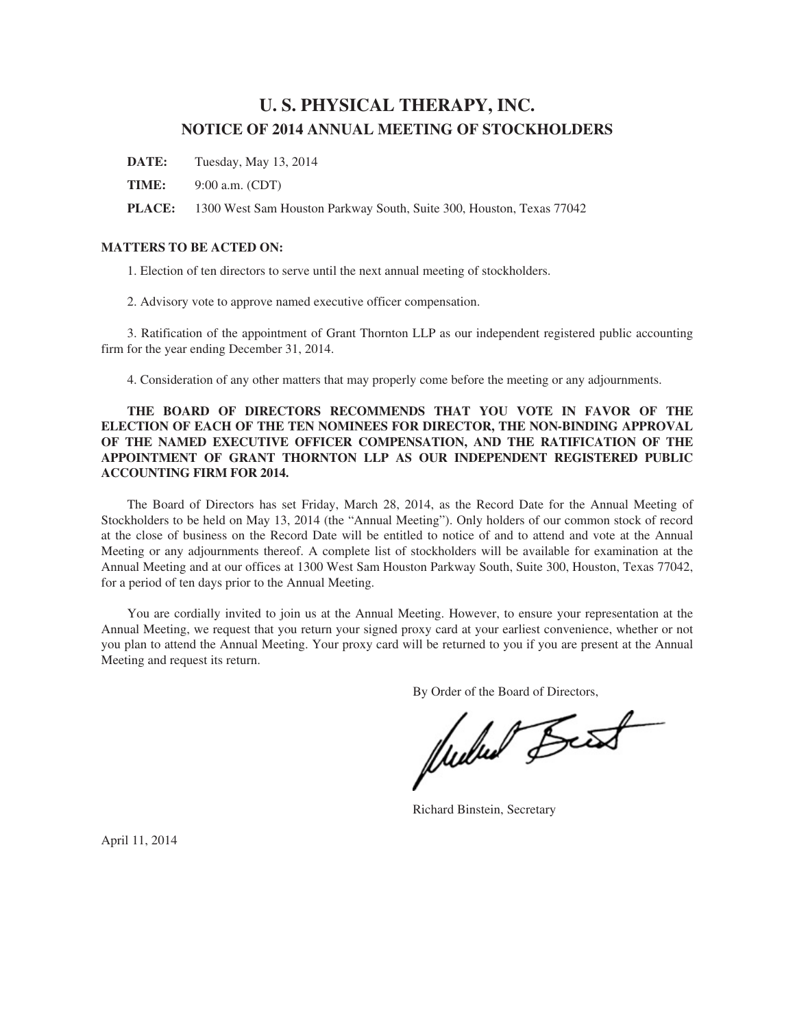# U. S. PHYSICAL THERAPY, INC.

## NOTICE OF 2014 ANNUAL MEETING OF STOCKHOLDERS

**DATE:** Tuesday, May 13, 2014

**TIME:** 9:00 a.m. (CDT)

**PLACE:** 1300 West Sam Houston Parkway South, Suite 300, Houston, Texas 77042

**MATTERS TO BE ACTED ON:**

1. Election of ten directors to serve until the next annual meeting of stockholders.

2. Advisory vote to approve named executive officer compensation.

3. Ratification of the appointment of Grant Thornton LLP as our independent registered public accounting firm for the year ending December 31, 2014.

4. Consideration of any other matters that may properly come before the meeting or any adjournments.

**THE BOARD OF DIRECTORS RECOMMENDS THAT YOU VOTE IN FAVOR OF THE ELECTION OF EACH OF THE TEN NOMINEES FOR DIRECTOR, THE NON-BINDING APPROVAL OF THE NAMED EXECUTIVE OFFICER COMPENSATION, AND THE RATIFICATION OF THE APPOINTMENT OF GRANT THORNTON LLP AS OUR INDEPENDENT REGISTERED PUBLIC ACCOUNTING FIRM FOR 2014.**

The Board of Directors has set Friday, March 28, 2014, as the Record Date for the Annual Meeting of Stockholders to be held on May 13, 2014 (the "Annual Meeting"). Only holders of our common stock of record at the close of business on the Record Date will be entitled to notice of and to attend and vote at the Annual Meeting or any adjournments thereof. A complete list of stockholders will be available for examination at the Annual Meeting and at our offices at 1300 West Sam Houston Parkway South, Suite 300, Houston, Texas 77042, for a period of ten days prior to the Annual Meeting.

You are cordially invited to join us at the Annual Meeting. However, to ensure your representation at the Annual Meeting, we request that you return your signed proxy card at your earliest convenience, whether or not you plan to attend the Annual Meeting. Your proxy card will be returned to you if you are present at the Annual Meeting and request its return.

By Order of the Board of Directors,

Richard Binstein, Secretary

April 11, 2014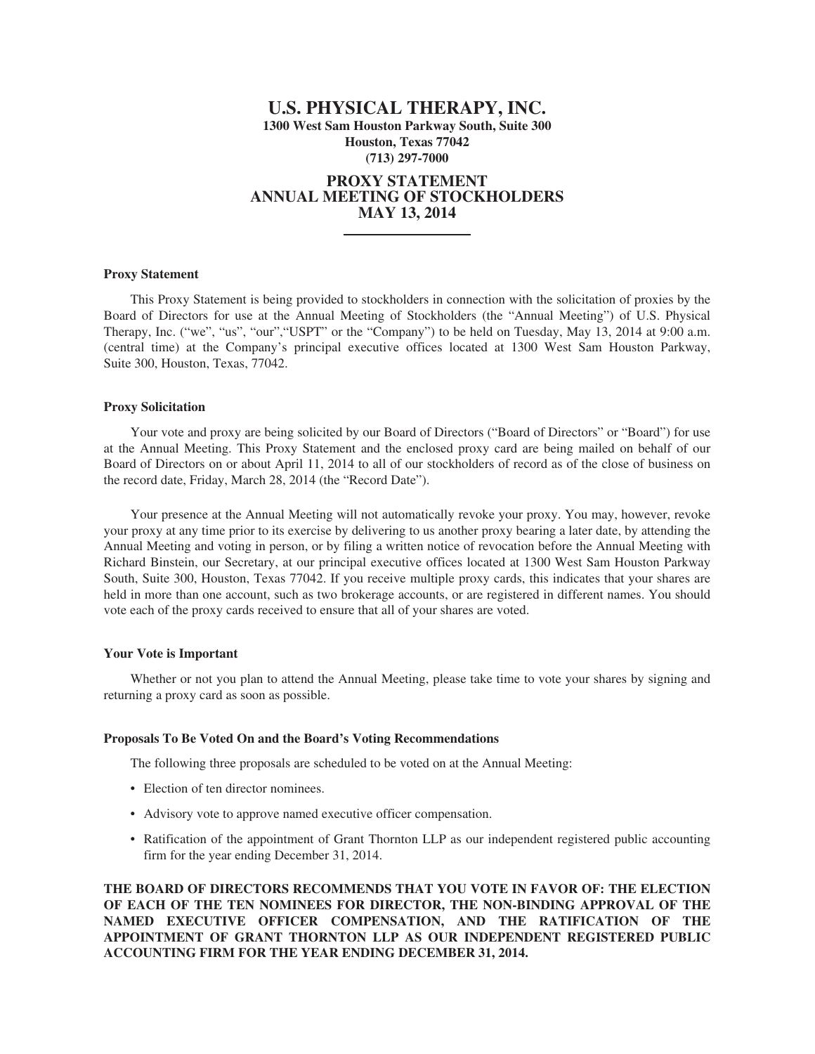# U.S. PHYSICAL THERAPY, INC.

**1300 West Sam Houston Parkway South, Suite 300**
**Houston, Texas 77042**
**(713) 297-7000**

## PROXY STATEMENT
## ANNUAL MEETING OF STOCKHOLDERS
## MAY 13, 2014

### Proxy Statement

This Proxy Statement is being provided to stockholders in connection with the solicitation of proxies by the Board of Directors for use at the Annual Meeting of Stockholders (the "Annual Meeting") of U.S. Physical Therapy, Inc. ("we", "us", "our","USPT" or the "Company") to be held on Tuesday, May 13, 2014 at 9:00 a.m. (central time) at the Company's principal executive offices located at 1300 West Sam Houston Parkway, Suite 300, Houston, Texas, 77042.

### Proxy Solicitation

Your vote and proxy are being solicited by our Board of Directors ("Board of Directors" or "Board") for use at the Annual Meeting. This Proxy Statement and the enclosed proxy card are being mailed on behalf of our Board of Directors on or about April 11, 2014 to all of our stockholders of record as of the close of business on the record date, Friday, March 28, 2014 (the "Record Date").

Your presence at the Annual Meeting will not automatically revoke your proxy. You may, however, revoke your proxy at any time prior to its exercise by delivering to us another proxy bearing a later date, by attending the Annual Meeting and voting in person, or by filing a written notice of revocation before the Annual Meeting with Richard Binstein, our Secretary, at our principal executive offices located at 1300 West Sam Houston Parkway South, Suite 300, Houston, Texas 77042. If you receive multiple proxy cards, this indicates that your shares are held in more than one account, such as two brokerage accounts, or are registered in different names. You should vote each of the proxy cards received to ensure that all of your shares are voted.

### Your Vote is Important

Whether or not you plan to attend the Annual Meeting, please take time to vote your shares by signing and returning a proxy card as soon as possible.

### Proposals To Be Voted On and the Board's Voting Recommendations

The following three proposals are scheduled to be voted on at the Annual Meeting:

- Election of ten director nominees.
- Advisory vote to approve named executive officer compensation.
- Ratification of the appointment of Grant Thornton LLP as our independent registered public accounting firm for the year ending December 31, 2014.

**THE BOARD OF DIRECTORS RECOMMENDS THAT YOU VOTE IN FAVOR OF: THE ELECTION OF EACH OF THE TEN NOMINEES FOR DIRECTOR, THE NON-BINDING APPROVAL OF THE NAMED EXECUTIVE OFFICER COMPENSATION, AND THE RATIFICATION OF THE APPOINTMENT OF GRANT THORNTON LLP AS OUR INDEPENDENT REGISTERED PUBLIC ACCOUNTING FIRM FOR THE YEAR ENDING DECEMBER 31, 2014.**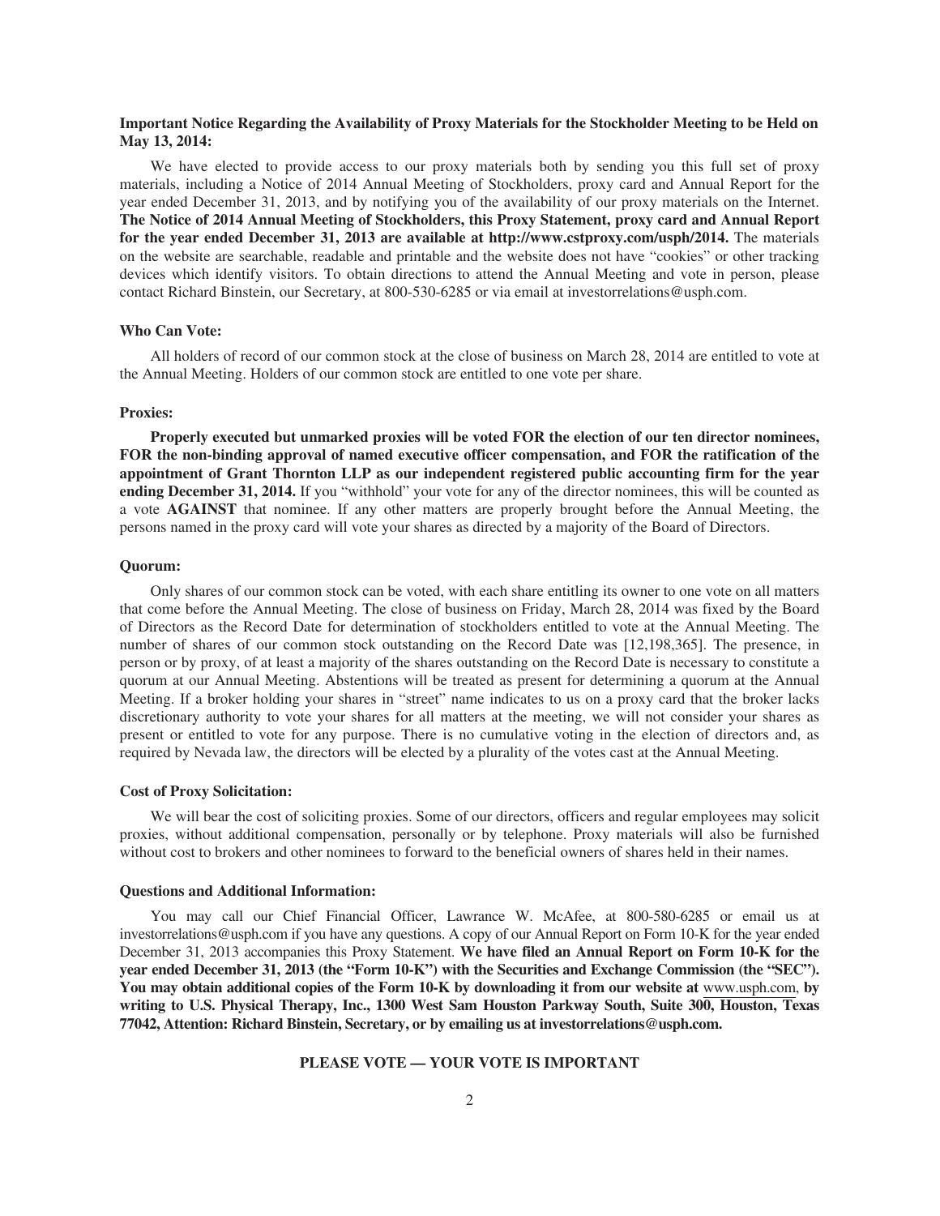**Important Notice Regarding the Availability of Proxy Materials for the Stockholder Meeting to be Held on May 13, 2014:**

We have elected to provide access to our proxy materials both by sending you this full set of proxy materials, including a Notice of 2014 Annual Meeting of Stockholders, proxy card and Annual Report for the year ended December 31, 2013, and by notifying you of the availability of our proxy materials on the Internet. **The Notice of 2014 Annual Meeting of Stockholders, this Proxy Statement, proxy card and Annual Report for the year ended December 31, 2013 are available at http://www.cstproxy.com/usph/2014.** The materials on the website are searchable, readable and printable and the website does not have "cookies" or other tracking devices which identify visitors. To obtain directions to attend the Annual Meeting and vote in person, please contact Richard Binstein, our Secretary, at 800-530-6285 or via email at investorrelations@usph.com.

**Who Can Vote:**

All holders of record of our common stock at the close of business on March 28, 2014 are entitled to vote at the Annual Meeting. Holders of our common stock are entitled to one vote per share.

**Proxies:**

**Properly executed but unmarked proxies will be voted FOR the election of our ten director nominees, FOR the non-binding approval of named executive officer compensation, and FOR the ratification of the appointment of Grant Thornton LLP as our independent registered public accounting firm for the year ending December 31, 2014.** If you "withhold" your vote for any of the director nominees, this will be counted as a vote **AGAINST** that nominee. If any other matters are properly brought before the Annual Meeting, the persons named in the proxy card will vote your shares as directed by a majority of the Board of Directors.

**Quorum:**

Only shares of our common stock can be voted, with each share entitling its owner to one vote on all matters that come before the Annual Meeting. The close of business on Friday, March 28, 2014 was fixed by the Board of Directors as the Record Date for determination of stockholders entitled to vote at the Annual Meeting. The number of shares of our common stock outstanding on the Record Date was [12,198,365]. The presence, in person or by proxy, of at least a majority of the shares outstanding on the Record Date is necessary to constitute a quorum at our Annual Meeting. Abstentions will be treated as present for determining a quorum at the Annual Meeting. If a broker holding your shares in "street" name indicates to us on a proxy card that the broker lacks discretionary authority to vote your shares for all matters at the meeting, we will not consider your shares as present or entitled to vote for any purpose. There is no cumulative voting in the election of directors and, as required by Nevada law, the directors will be elected by a plurality of the votes cast at the Annual Meeting.

**Cost of Proxy Solicitation:**

We will bear the cost of soliciting proxies. Some of our directors, officers and regular employees may solicit proxies, without additional compensation, personally or by telephone. Proxy materials will also be furnished without cost to brokers and other nominees to forward to the beneficial owners of shares held in their names.

**Questions and Additional Information:**

You may call our Chief Financial Officer, Lawrance W. McAfee, at 800-580-6285 or email us at investorrelations@usph.com if you have any questions. A copy of our Annual Report on Form 10-K for the year ended December 31, 2013 accompanies this Proxy Statement. **We have filed an Annual Report on Form 10-K for the year ended December 31, 2013 (the "Form 10-K") with the Securities and Exchange Commission (the "SEC"). You may obtain additional copies of the Form 10-K by downloading it from our website at** www.usph.com, **by writing to U.S. Physical Therapy, Inc., 1300 West Sam Houston Parkway South, Suite 300, Houston, Texas 77042, Attention: Richard Binstein, Secretary, or by emailing us at investorrelations@usph.com.**

**PLEASE VOTE — YOUR VOTE IS IMPORTANT**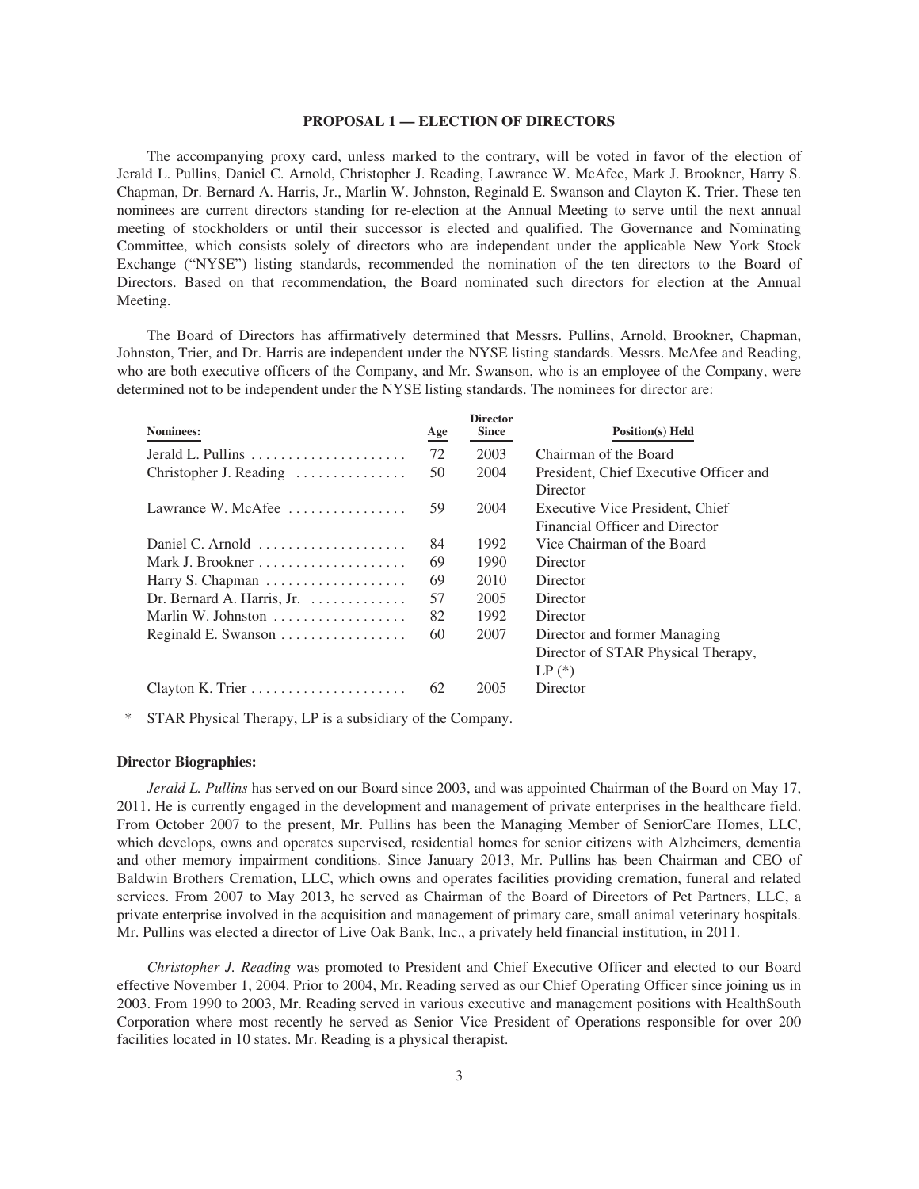## PROPOSAL 1 — ELECTION OF DIRECTORS

The accompanying proxy card, unless marked to the contrary, will be voted in favor of the election of Jerald L. Pullins, Daniel C. Arnold, Christopher J. Reading, Lawrance W. McAfee, Mark J. Brookner, Harry S. Chapman, Dr. Bernard A. Harris, Jr., Marlin W. Johnston, Reginald E. Swanson and Clayton K. Trier. These ten nominees are current directors standing for re-election at the Annual Meeting to serve until the next annual meeting of stockholders or until their successor is elected and qualified. The Governance and Nominating Committee, which consists solely of directors who are independent under the applicable New York Stock Exchange ("NYSE") listing standards, recommended the nomination of the ten directors to the Board of Directors. Based on that recommendation, the Board nominated such directors for election at the Annual Meeting.

The Board of Directors has affirmatively determined that Messrs. Pullins, Arnold, Brookner, Chapman, Johnston, Trier, and Dr. Harris are independent under the NYSE listing standards. Messrs. McAfee and Reading, who are both executive officers of the Company, and Mr. Swanson, who is an employee of the Company, were determined not to be independent under the NYSE listing standards. The nominees for director are:

| Nominees: | Age | Director Since | Position(s) Held |
|---|---|---|---|
| Jerald L. Pullins | 72 | 2003 | Chairman of the Board |
| Christopher J. Reading | 50 | 2004 | President, Chief Executive Officer and Director |
| Lawrance W. McAfee | 59 | 2004 | Executive Vice President, Chief Financial Officer and Director |
| Daniel C. Arnold | 84 | 1992 | Vice Chairman of the Board |
| Mark J. Brookner | 69 | 1990 | Director |
| Harry S. Chapman | 69 | 2010 | Director |
| Dr. Bernard A. Harris, Jr. | 57 | 2005 | Director |
| Marlin W. Johnston | 82 | 1992 | Director |
| Reginald E. Swanson | 60 | 2007 | Director and former Managing Director of STAR Physical Therapy, LP (*) |
| Clayton K. Trier | 62 | 2005 | Director |

\* STAR Physical Therapy, LP is a subsidiary of the Company.

**Director Biographies:**

*Jerald L. Pullins* has served on our Board since 2003, and was appointed Chairman of the Board on May 17, 2011. He is currently engaged in the development and management of private enterprises in the healthcare field. From October 2007 to the present, Mr. Pullins has been the Managing Member of SeniorCare Homes, LLC, which develops, owns and operates supervised, residential homes for senior citizens with Alzheimers, dementia and other memory impairment conditions. Since January 2013, Mr. Pullins has been Chairman and CEO of Baldwin Brothers Cremation, LLC, which owns and operates facilities providing cremation, funeral and related services. From 2007 to May 2013, he served as Chairman of the Board of Directors of Pet Partners, LLC, a private enterprise involved in the acquisition and management of primary care, small animal veterinary hospitals. Mr. Pullins was elected a director of Live Oak Bank, Inc., a privately held financial institution, in 2011.

*Christopher J. Reading* was promoted to President and Chief Executive Officer and elected to our Board effective November 1, 2004. Prior to 2004, Mr. Reading served as our Chief Operating Officer since joining us in 2003. From 1990 to 2003, Mr. Reading served in various executive and management positions with HealthSouth Corporation where most recently he served as Senior Vice President of Operations responsible for over 200 facilities located in 10 states. Mr. Reading is a physical therapist.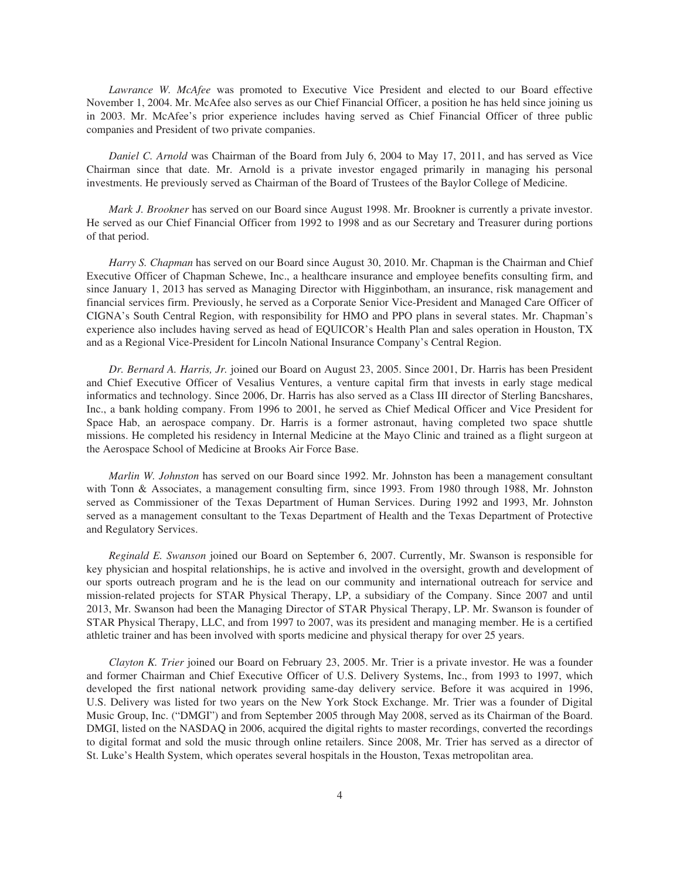*Lawrance W. McAfee* was promoted to Executive Vice President and elected to our Board effective November 1, 2004. Mr. McAfee also serves as our Chief Financial Officer, a position he has held since joining us in 2003. Mr. McAfee's prior experience includes having served as Chief Financial Officer of three public companies and President of two private companies.

*Daniel C. Arnold* was Chairman of the Board from July 6, 2004 to May 17, 2011, and has served as Vice Chairman since that date. Mr. Arnold is a private investor engaged primarily in managing his personal investments. He previously served as Chairman of the Board of Trustees of the Baylor College of Medicine.

*Mark J. Brookner* has served on our Board since August 1998. Mr. Brookner is currently a private investor. He served as our Chief Financial Officer from 1992 to 1998 and as our Secretary and Treasurer during portions of that period.

*Harry S. Chapman* has served on our Board since August 30, 2010. Mr. Chapman is the Chairman and Chief Executive Officer of Chapman Schewe, Inc., a healthcare insurance and employee benefits consulting firm, and since January 1, 2013 has served as Managing Director with Higginbotham, an insurance, risk management and financial services firm. Previously, he served as a Corporate Senior Vice-President and Managed Care Officer of CIGNA's South Central Region, with responsibility for HMO and PPO plans in several states. Mr. Chapman's experience also includes having served as head of EQUICOR's Health Plan and sales operation in Houston, TX and as a Regional Vice-President for Lincoln National Insurance Company's Central Region.

*Dr. Bernard A. Harris, Jr.* joined our Board on August 23, 2005. Since 2001, Dr. Harris has been President and Chief Executive Officer of Vesalius Ventures, a venture capital firm that invests in early stage medical informatics and technology. Since 2006, Dr. Harris has also served as a Class III director of Sterling Bancshares, Inc., a bank holding company. From 1996 to 2001, he served as Chief Medical Officer and Vice President for Space Hab, an aerospace company. Dr. Harris is a former astronaut, having completed two space shuttle missions. He completed his residency in Internal Medicine at the Mayo Clinic and trained as a flight surgeon at the Aerospace School of Medicine at Brooks Air Force Base.

*Marlin W. Johnston* has served on our Board since 1992. Mr. Johnston has been a management consultant with Tonn & Associates, a management consulting firm, since 1993. From 1980 through 1988, Mr. Johnston served as Commissioner of the Texas Department of Human Services. During 1992 and 1993, Mr. Johnston served as a management consultant to the Texas Department of Health and the Texas Department of Protective and Regulatory Services.

*Reginald E. Swanson* joined our Board on September 6, 2007. Currently, Mr. Swanson is responsible for key physician and hospital relationships, he is active and involved in the oversight, growth and development of our sports outreach program and he is the lead on our community and international outreach for service and mission-related projects for STAR Physical Therapy, LP, a subsidiary of the Company. Since 2007 and until 2013, Mr. Swanson had been the Managing Director of STAR Physical Therapy, LP. Mr. Swanson is founder of STAR Physical Therapy, LLC, and from 1997 to 2007, was its president and managing member. He is a certified athletic trainer and has been involved with sports medicine and physical therapy for over 25 years.

*Clayton K. Trier* joined our Board on February 23, 2005. Mr. Trier is a private investor. He was a founder and former Chairman and Chief Executive Officer of U.S. Delivery Systems, Inc., from 1993 to 1997, which developed the first national network providing same-day delivery service. Before it was acquired in 1996, U.S. Delivery was listed for two years on the New York Stock Exchange. Mr. Trier was a founder of Digital Music Group, Inc. ("DMGI") and from September 2005 through May 2008, served as its Chairman of the Board. DMGI, listed on the NASDAQ in 2006, acquired the digital rights to master recordings, converted the recordings to digital format and sold the music through online retailers. Since 2008, Mr. Trier has served as a director of St. Luke's Health System, which operates several hospitals in the Houston, Texas metropolitan area.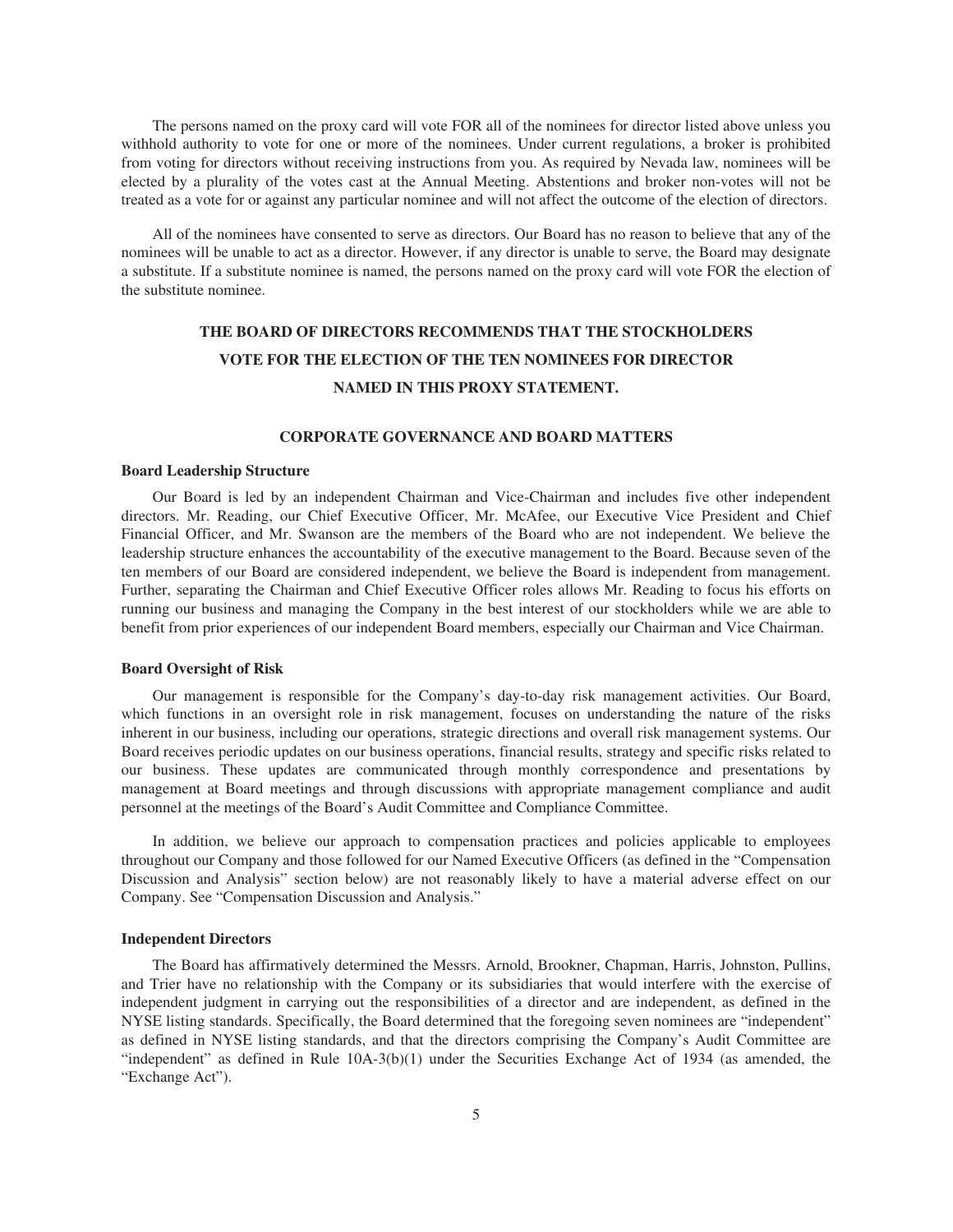The persons named on the proxy card will vote FOR all of the nominees for director listed above unless you withhold authority to vote for one or more of the nominees. Under current regulations, a broker is prohibited from voting for directors without receiving instructions from you. As required by Nevada law, nominees will be elected by a plurality of the votes cast at the Annual Meeting. Abstentions and broker non-votes will not be treated as a vote for or against any particular nominee and will not affect the outcome of the election of directors.

All of the nominees have consented to serve as directors. Our Board has no reason to believe that any of the nominees will be unable to act as a director. However, if any director is unable to serve, the Board may designate a substitute. If a substitute nominee is named, the persons named on the proxy card will vote FOR the election of the substitute nominee.

**THE BOARD OF DIRECTORS RECOMMENDS THAT THE STOCKHOLDERS VOTE FOR THE ELECTION OF THE TEN NOMINEES FOR DIRECTOR NAMED IN THIS PROXY STATEMENT.**

## CORPORATE GOVERNANCE AND BOARD MATTERS

### Board Leadership Structure

Our Board is led by an independent Chairman and Vice-Chairman and includes five other independent directors. Mr. Reading, our Chief Executive Officer, Mr. McAfee, our Executive Vice President and Chief Financial Officer, and Mr. Swanson are the members of the Board who are not independent. We believe the leadership structure enhances the accountability of the executive management to the Board. Because seven of the ten members of our Board are considered independent, we believe the Board is independent from management. Further, separating the Chairman and Chief Executive Officer roles allows Mr. Reading to focus his efforts on running our business and managing the Company in the best interest of our stockholders while we are able to benefit from prior experiences of our independent Board members, especially our Chairman and Vice Chairman.

### Board Oversight of Risk

Our management is responsible for the Company's day-to-day risk management activities. Our Board, which functions in an oversight role in risk management, focuses on understanding the nature of the risks inherent in our business, including our operations, strategic directions and overall risk management systems. Our Board receives periodic updates on our business operations, financial results, strategy and specific risks related to our business. These updates are communicated through monthly correspondence and presentations by management at Board meetings and through discussions with appropriate management compliance and audit personnel at the meetings of the Board's Audit Committee and Compliance Committee.

In addition, we believe our approach to compensation practices and policies applicable to employees throughout our Company and those followed for our Named Executive Officers (as defined in the "Compensation Discussion and Analysis" section below) are not reasonably likely to have a material adverse effect on our Company. See "Compensation Discussion and Analysis."

### Independent Directors

The Board has affirmatively determined the Messrs. Arnold, Brookner, Chapman, Harris, Johnston, Pullins, and Trier have no relationship with the Company or its subsidiaries that would interfere with the exercise of independent judgment in carrying out the responsibilities of a director and are independent, as defined in the NYSE listing standards. Specifically, the Board determined that the foregoing seven nominees are "independent" as defined in NYSE listing standards, and that the directors comprising the Company's Audit Committee are "independent" as defined in Rule 10A-3(b)(1) under the Securities Exchange Act of 1934 (as amended, the "Exchange Act").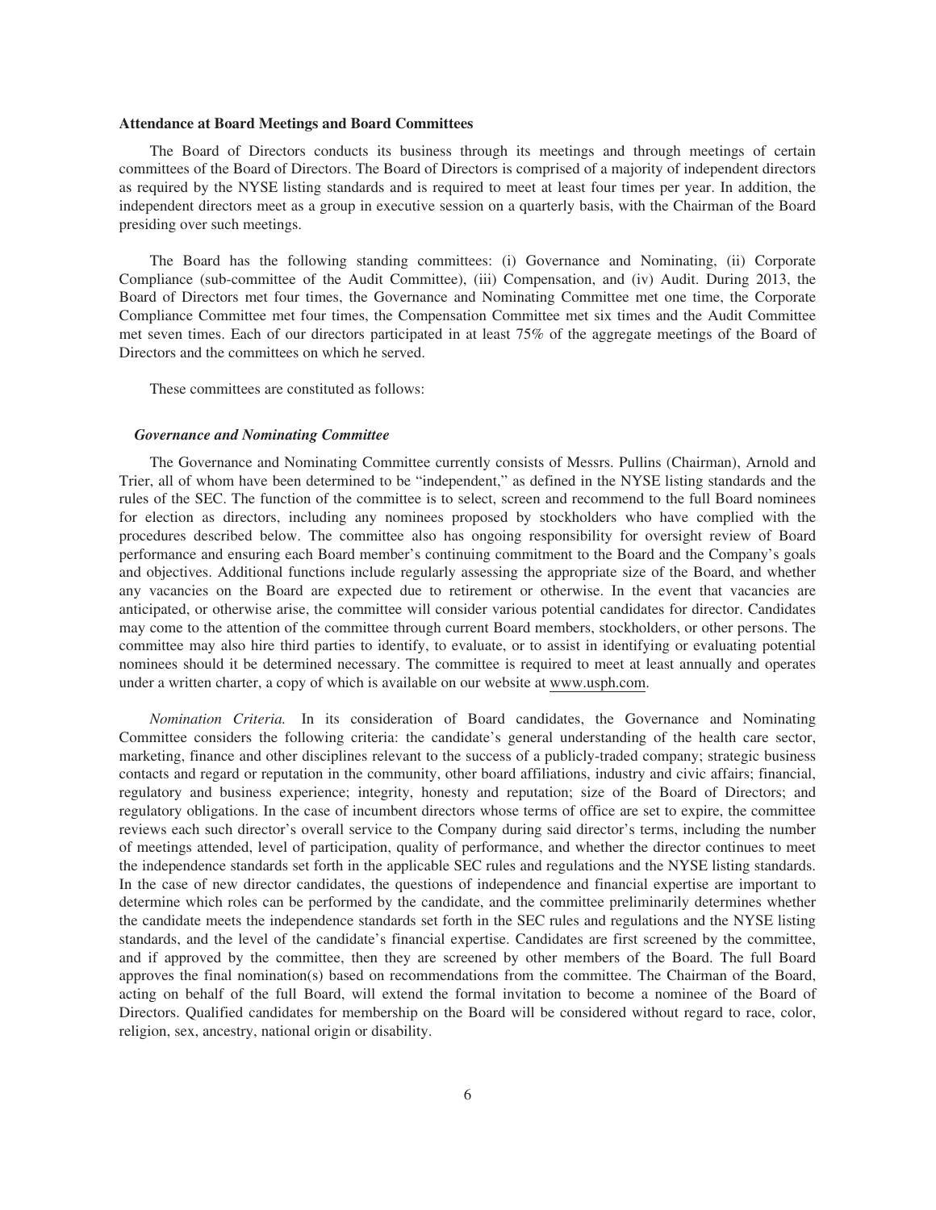**Attendance at Board Meetings and Board Committees**

The Board of Directors conducts its business through its meetings and through meetings of certain committees of the Board of Directors. The Board of Directors is comprised of a majority of independent directors as required by the NYSE listing standards and is required to meet at least four times per year. In addition, the independent directors meet as a group in executive session on a quarterly basis, with the Chairman of the Board presiding over such meetings.

The Board has the following standing committees: (i) Governance and Nominating, (ii) Corporate Compliance (sub-committee of the Audit Committee), (iii) Compensation, and (iv) Audit. During 2013, the Board of Directors met four times, the Governance and Nominating Committee met one time, the Corporate Compliance Committee met four times, the Compensation Committee met six times and the Audit Committee met seven times. Each of our directors participated in at least 75% of the aggregate meetings of the Board of Directors and the committees on which he served.

These committees are constituted as follows:

***Governance and Nominating Committee***

The Governance and Nominating Committee currently consists of Messrs. Pullins (Chairman), Arnold and Trier, all of whom have been determined to be "independent," as defined in the NYSE listing standards and the rules of the SEC. The function of the committee is to select, screen and recommend to the full Board nominees for election as directors, including any nominees proposed by stockholders who have complied with the procedures described below. The committee also has ongoing responsibility for oversight review of Board performance and ensuring each Board member's continuing commitment to the Board and the Company's goals and objectives. Additional functions include regularly assessing the appropriate size of the Board, and whether any vacancies on the Board are expected due to retirement or otherwise. In the event that vacancies are anticipated, or otherwise arise, the committee will consider various potential candidates for director. Candidates may come to the attention of the committee through current Board members, stockholders, or other persons. The committee may also hire third parties to identify, to evaluate, or to assist in identifying or evaluating potential nominees should it be determined necessary. The committee is required to meet at least annually and operates under a written charter, a copy of which is available on our website at www.usph.com.

*Nomination Criteria.* In its consideration of Board candidates, the Governance and Nominating Committee considers the following criteria: the candidate's general understanding of the health care sector, marketing, finance and other disciplines relevant to the success of a publicly-traded company; strategic business contacts and regard or reputation in the community, other board affiliations, industry and civic affairs; financial, regulatory and business experience; integrity, honesty and reputation; size of the Board of Directors; and regulatory obligations. In the case of incumbent directors whose terms of office are set to expire, the committee reviews each such director's overall service to the Company during said director's terms, including the number of meetings attended, level of participation, quality of performance, and whether the director continues to meet the independence standards set forth in the applicable SEC rules and regulations and the NYSE listing standards. In the case of new director candidates, the questions of independence and financial expertise are important to determine which roles can be performed by the candidate, and the committee preliminarily determines whether the candidate meets the independence standards set forth in the SEC rules and regulations and the NYSE listing standards, and the level of the candidate's financial expertise. Candidates are first screened by the committee, and if approved by the committee, then they are screened by other members of the Board. The full Board approves the final nomination(s) based on recommendations from the committee. The Chairman of the Board, acting on behalf of the full Board, will extend the formal invitation to become a nominee of the Board of Directors. Qualified candidates for membership on the Board will be considered without regard to race, color, religion, sex, ancestry, national origin or disability.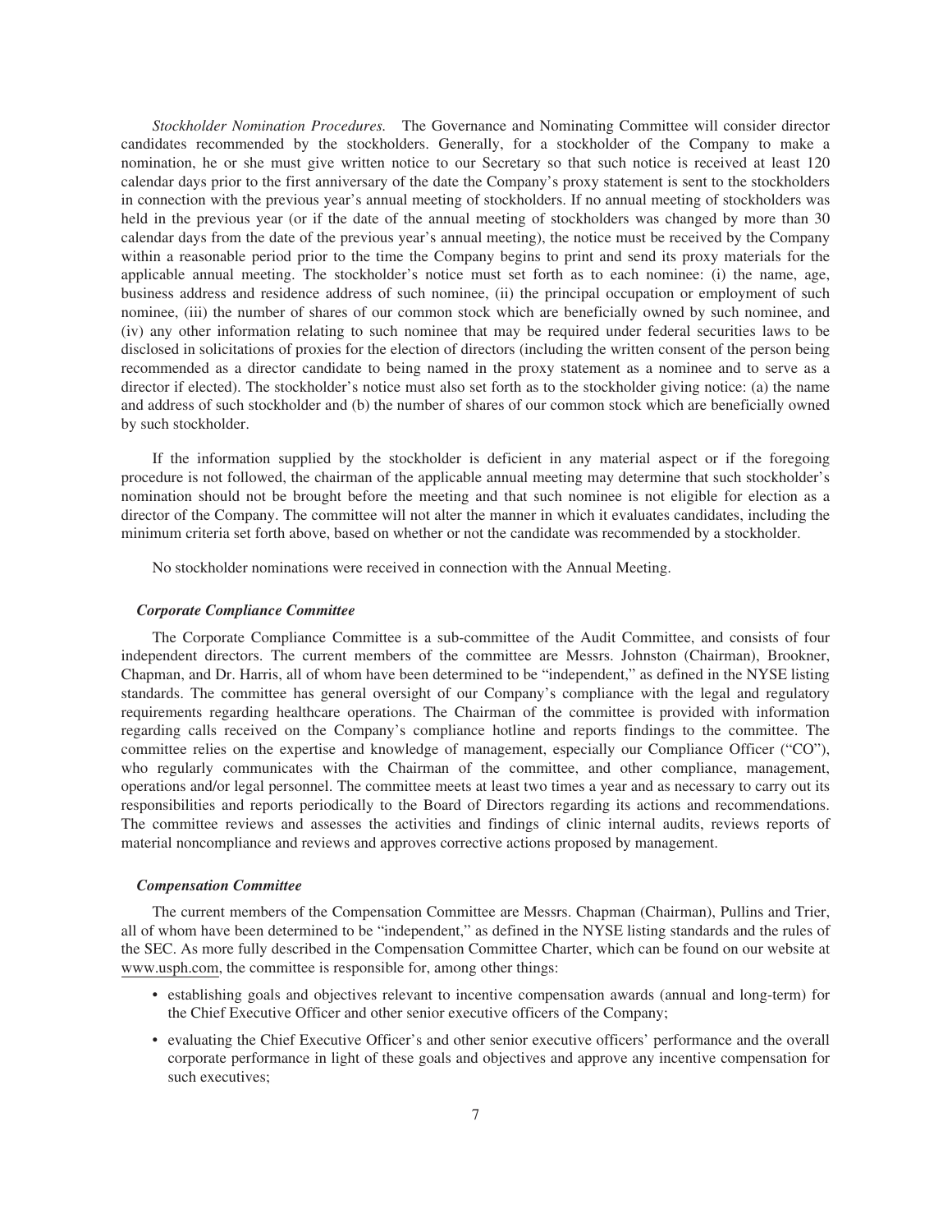*Stockholder Nomination Procedures.* The Governance and Nominating Committee will consider director candidates recommended by the stockholders. Generally, for a stockholder of the Company to make a nomination, he or she must give written notice to our Secretary so that such notice is received at least 120 calendar days prior to the first anniversary of the date the Company's proxy statement is sent to the stockholders in connection with the previous year's annual meeting of stockholders. If no annual meeting of stockholders was held in the previous year (or if the date of the annual meeting of stockholders was changed by more than 30 calendar days from the date of the previous year's annual meeting), the notice must be received by the Company within a reasonable period prior to the time the Company begins to print and send its proxy materials for the applicable annual meeting. The stockholder's notice must set forth as to each nominee: (i) the name, age, business address and residence address of such nominee, (ii) the principal occupation or employment of such nominee, (iii) the number of shares of our common stock which are beneficially owned by such nominee, and (iv) any other information relating to such nominee that may be required under federal securities laws to be disclosed in solicitations of proxies for the election of directors (including the written consent of the person being recommended as a director candidate to being named in the proxy statement as a nominee and to serve as a director if elected). The stockholder's notice must also set forth as to the stockholder giving notice: (a) the name and address of such stockholder and (b) the number of shares of our common stock which are beneficially owned by such stockholder.

If the information supplied by the stockholder is deficient in any material aspect or if the foregoing procedure is not followed, the chairman of the applicable annual meeting may determine that such stockholder's nomination should not be brought before the meeting and that such nominee is not eligible for election as a director of the Company. The committee will not alter the manner in which it evaluates candidates, including the minimum criteria set forth above, based on whether or not the candidate was recommended by a stockholder.

No stockholder nominations were received in connection with the Annual Meeting.

### *Corporate Compliance Committee*

The Corporate Compliance Committee is a sub-committee of the Audit Committee, and consists of four independent directors. The current members of the committee are Messrs. Johnston (Chairman), Brookner, Chapman, and Dr. Harris, all of whom have been determined to be "independent," as defined in the NYSE listing standards. The committee has general oversight of our Company's compliance with the legal and regulatory requirements regarding healthcare operations. The Chairman of the committee is provided with information regarding calls received on the Company's compliance hotline and reports findings to the committee. The committee relies on the expertise and knowledge of management, especially our Compliance Officer ("CO"), who regularly communicates with the Chairman of the committee, and other compliance, management, operations and/or legal personnel. The committee meets at least two times a year and as necessary to carry out its responsibilities and reports periodically to the Board of Directors regarding its actions and recommendations. The committee reviews and assesses the activities and findings of clinic internal audits, reviews reports of material noncompliance and reviews and approves corrective actions proposed by management.

### *Compensation Committee*

The current members of the Compensation Committee are Messrs. Chapman (Chairman), Pullins and Trier, all of whom have been determined to be "independent," as defined in the NYSE listing standards and the rules of the SEC. As more fully described in the Compensation Committee Charter, which can be found on our website at www.usph.com, the committee is responsible for, among other things:

- establishing goals and objectives relevant to incentive compensation awards (annual and long-term) for the Chief Executive Officer and other senior executive officers of the Company;
- evaluating the Chief Executive Officer's and other senior executive officers' performance and the overall corporate performance in light of these goals and objectives and approve any incentive compensation for such executives;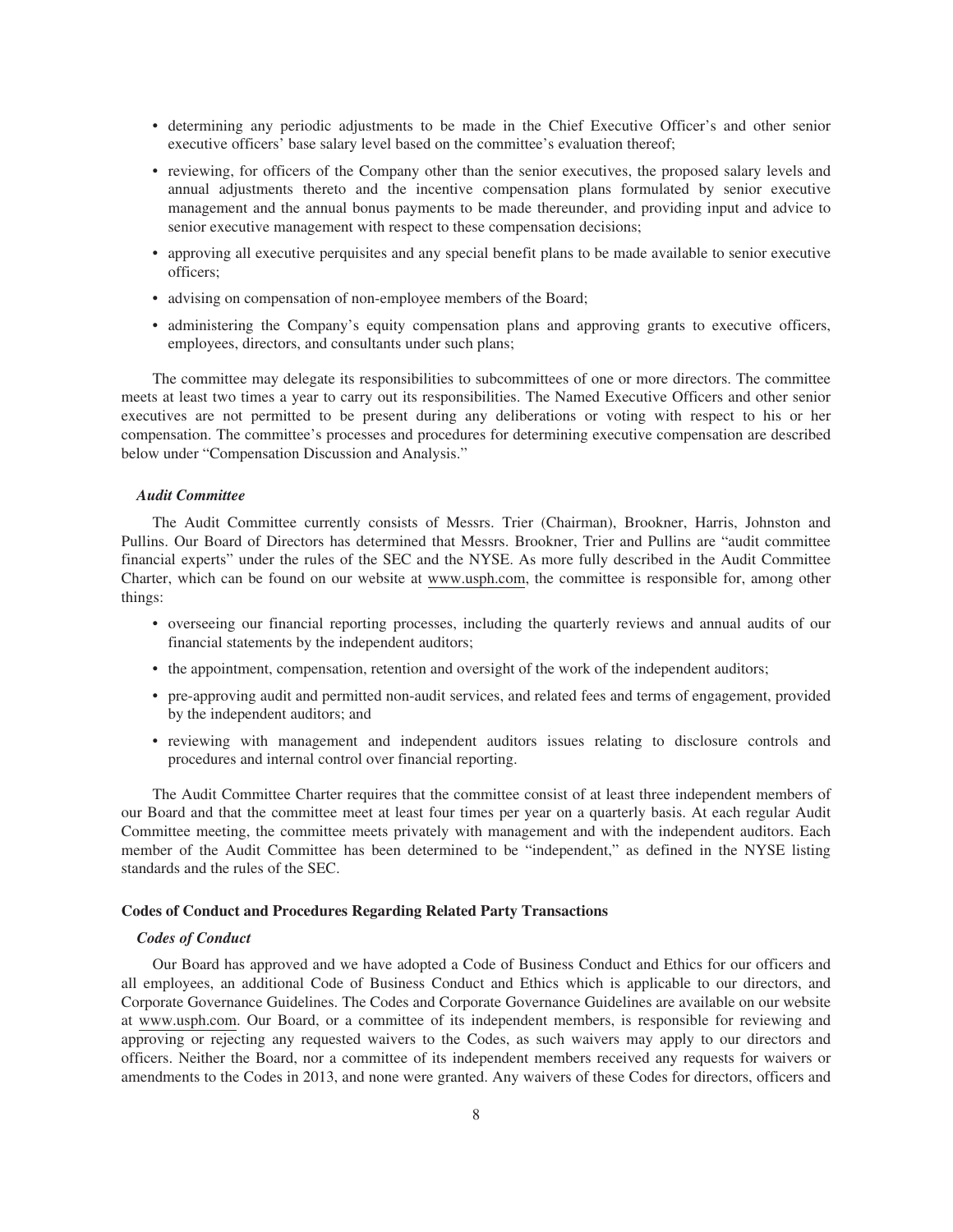- determining any periodic adjustments to be made in the Chief Executive Officer's and other senior executive officers' base salary level based on the committee's evaluation thereof;
- reviewing, for officers of the Company other than the senior executives, the proposed salary levels and annual adjustments thereto and the incentive compensation plans formulated by senior executive management and the annual bonus payments to be made thereunder, and providing input and advice to senior executive management with respect to these compensation decisions;
- approving all executive perquisites and any special benefit plans to be made available to senior executive officers;
- advising on compensation of non-employee members of the Board;
- administering the Company's equity compensation plans and approving grants to executive officers, employees, directors, and consultants under such plans;

The committee may delegate its responsibilities to subcommittees of one or more directors. The committee meets at least two times a year to carry out its responsibilities. The Named Executive Officers and other senior executives are not permitted to be present during any deliberations or voting with respect to his or her compensation. The committee's processes and procedures for determining executive compensation are described below under "Compensation Discussion and Analysis."

### *Audit Committee*

The Audit Committee currently consists of Messrs. Trier (Chairman), Brookner, Harris, Johnston and Pullins. Our Board of Directors has determined that Messrs. Brookner, Trier and Pullins are "audit committee financial experts" under the rules of the SEC and the NYSE. As more fully described in the Audit Committee Charter, which can be found on our website at www.usph.com, the committee is responsible for, among other things:

- overseeing our financial reporting processes, including the quarterly reviews and annual audits of our financial statements by the independent auditors;
- the appointment, compensation, retention and oversight of the work of the independent auditors;
- pre-approving audit and permitted non-audit services, and related fees and terms of engagement, provided by the independent auditors; and
- reviewing with management and independent auditors issues relating to disclosure controls and procedures and internal control over financial reporting.

The Audit Committee Charter requires that the committee consist of at least three independent members of our Board and that the committee meet at least four times per year on a quarterly basis. At each regular Audit Committee meeting, the committee meets privately with management and with the independent auditors. Each member of the Audit Committee has been determined to be "independent," as defined in the NYSE listing standards and the rules of the SEC.

## **Codes of Conduct and Procedures Regarding Related Party Transactions**

### *Codes of Conduct*

Our Board has approved and we have adopted a Code of Business Conduct and Ethics for our officers and all employees, an additional Code of Business Conduct and Ethics which is applicable to our directors, and Corporate Governance Guidelines. The Codes and Corporate Governance Guidelines are available on our website at www.usph.com. Our Board, or a committee of its independent members, is responsible for reviewing and approving or rejecting any requested waivers to the Codes, as such waivers may apply to our directors and officers. Neither the Board, nor a committee of its independent members received any requests for waivers or amendments to the Codes in 2013, and none were granted. Any waivers of these Codes for directors, officers and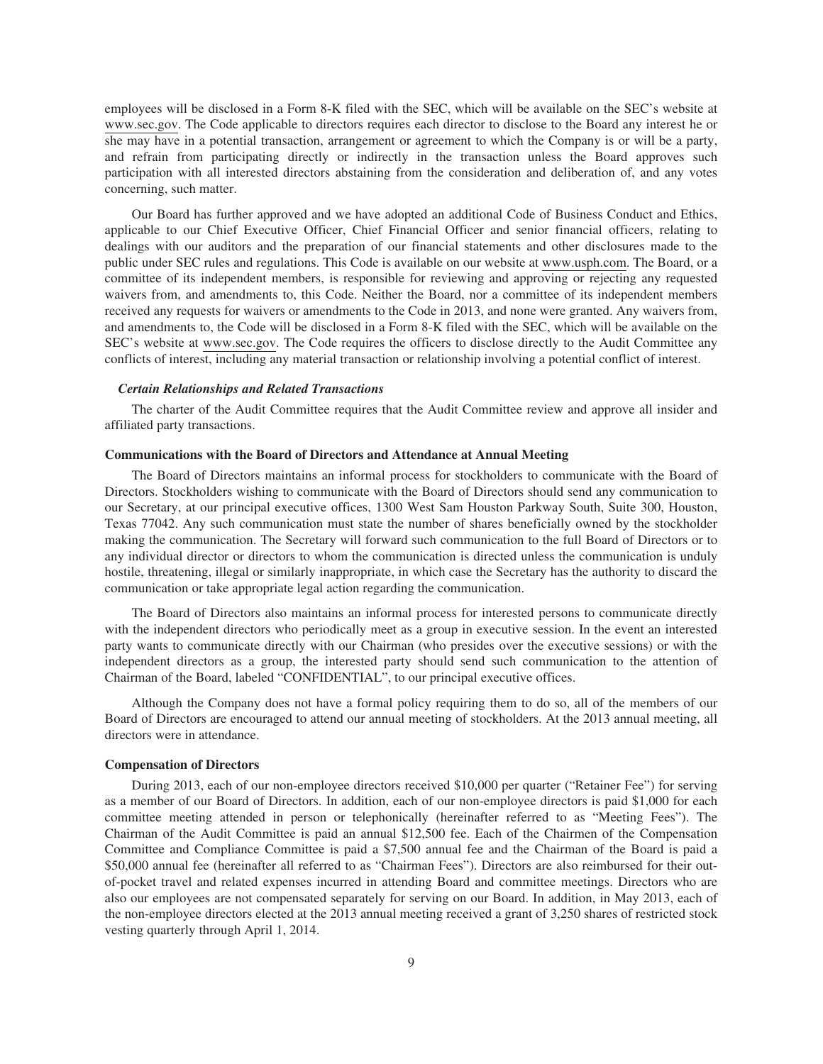employees will be disclosed in a Form 8-K filed with the SEC, which will be available on the SEC's website at www.sec.gov. The Code applicable to directors requires each director to disclose to the Board any interest he or she may have in a potential transaction, arrangement or agreement to which the Company is or will be a party, and refrain from participating directly or indirectly in the transaction unless the Board approves such participation with all interested directors abstaining from the consideration and deliberation of, and any votes concerning, such matter.

Our Board has further approved and we have adopted an additional Code of Business Conduct and Ethics, applicable to our Chief Executive Officer, Chief Financial Officer and senior financial officers, relating to dealings with our auditors and the preparation of our financial statements and other disclosures made to the public under SEC rules and regulations. This Code is available on our website at www.usph.com. The Board, or a committee of its independent members, is responsible for reviewing and approving or rejecting any requested waivers from, and amendments to, this Code. Neither the Board, nor a committee of its independent members received any requests for waivers or amendments to the Code in 2013, and none were granted. Any waivers from, and amendments to, the Code will be disclosed in a Form 8-K filed with the SEC, which will be available on the SEC's website at www.sec.gov. The Code requires the officers to disclose directly to the Audit Committee any conflicts of interest, including any material transaction or relationship involving a potential conflict of interest.

***Certain Relationships and Related Transactions***

The charter of the Audit Committee requires that the Audit Committee review and approve all insider and affiliated party transactions.

**Communications with the Board of Directors and Attendance at Annual Meeting**

The Board of Directors maintains an informal process for stockholders to communicate with the Board of Directors. Stockholders wishing to communicate with the Board of Directors should send any communication to our Secretary, at our principal executive offices, 1300 West Sam Houston Parkway South, Suite 300, Houston, Texas 77042. Any such communication must state the number of shares beneficially owned by the stockholder making the communication. The Secretary will forward such communication to the full Board of Directors or to any individual director or directors to whom the communication is directed unless the communication is unduly hostile, threatening, illegal or similarly inappropriate, in which case the Secretary has the authority to discard the communication or take appropriate legal action regarding the communication.

The Board of Directors also maintains an informal process for interested persons to communicate directly with the independent directors who periodically meet as a group in executive session. In the event an interested party wants to communicate directly with our Chairman (who presides over the executive sessions) or with the independent directors as a group, the interested party should send such communication to the attention of Chairman of the Board, labeled "CONFIDENTIAL", to our principal executive offices.

Although the Company does not have a formal policy requiring them to do so, all of the members of our Board of Directors are encouraged to attend our annual meeting of stockholders. At the 2013 annual meeting, all directors were in attendance.

**Compensation of Directors**

During 2013, each of our non-employee directors received $10,000 per quarter ("Retainer Fee") for serving as a member of our Board of Directors. In addition, each of our non-employee directors is paid $1,000 for each committee meeting attended in person or telephonically (hereinafter referred to as "Meeting Fees"). The Chairman of the Audit Committee is paid an annual $12,500 fee. Each of the Chairmen of the Compensation Committee and Compliance Committee is paid a $7,500 annual fee and the Chairman of the Board is paid a $50,000 annual fee (hereinafter all referred to as "Chairman Fees"). Directors are also reimbursed for their out-of-pocket travel and related expenses incurred in attending Board and committee meetings. Directors who are also our employees are not compensated separately for serving on our Board. In addition, in May 2013, each of the non-employee directors elected at the 2013 annual meeting received a grant of 3,250 shares of restricted stock vesting quarterly through April 1, 2014.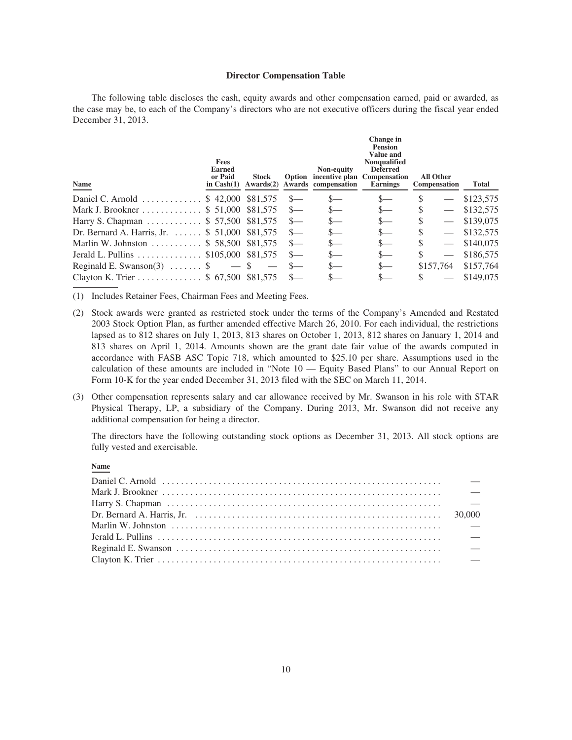**Director Compensation Table**

The following table discloses the cash, equity awards and other compensation earned, paid or awarded, as the case may be, to each of the Company's directors who are not executive officers during the fiscal year ended December 31, 2013.

| Name | Fees Earned or Paid in Cash(1) | Stock Awards(2) | Option Awards | Non-equity incentive plan compensation | Change in Pension Value and Nonqualified Deferred Compensation Earnings | All Other Compensation | Total |
|---|---|---|---|---|---|---|---|
| Daniel C. Arnold | $ 42,000 | $81,575 | $— | $— | $— | $ — | $123,575 |
| Mark J. Brookner | $ 51,000 | $81,575 | $— | $— | $— | $ — | $132,575 |
| Harry S. Chapman | $ 57,500 | $81,575 | $— | $— | $— | $ — | $139,075 |
| Dr. Bernard A. Harris, Jr. | $ 51,000 | $81,575 | $— | $— | $— | $ — | $132,575 |
| Marlin W. Johnston | $ 58,500 | $81,575 | $— | $— | $— | $ — | $140,075 |
| Jerald L. Pullins | $105,000 | $81,575 | $— | $— | $— | $ — | $186,575 |
| Reginald E. Swanson(3) | $ — | $ — | $— | $— | $— | $157,764 | $157,764 |
| Clayton K. Trier | $ 67,500 | $81,575 | $— | $— | $— | $ — | $149,075 |

(1) Includes Retainer Fees, Chairman Fees and Meeting Fees.

(2) Stock awards were granted as restricted stock under the terms of the Company's Amended and Restated 2003 Stock Option Plan, as further amended effective March 26, 2010. For each individual, the restrictions lapsed as to 812 shares on July 1, 2013, 813 shares on October 1, 2013, 812 shares on January 1, 2014 and 813 shares on April 1, 2014. Amounts shown are the grant date fair value of the awards computed in accordance with FASB ASC Topic 718, which amounted to $25.10 per share. Assumptions used in the calculation of these amounts are included in "Note 10 — Equity Based Plans" to our Annual Report on Form 10-K for the year ended December 31, 2013 filed with the SEC on March 11, 2014.

(3) Other compensation represents salary and car allowance received by Mr. Swanson in his role with STAR Physical Therapy, LP, a subsidiary of the Company. During 2013, Mr. Swanson did not receive any additional compensation for being a director.

The directors have the following outstanding stock options as December 31, 2013. All stock options are fully vested and exercisable.

| Name | |
|---|---|
| Daniel C. Arnold | — |
| Mark J. Brookner | — |
| Harry S. Chapman | — |
| Dr. Bernard A. Harris, Jr. | 30,000 |
| Marlin W. Johnston | — |
| Jerald L. Pullins | — |
| Reginald E. Swanson | — |
| Clayton K. Trier | — |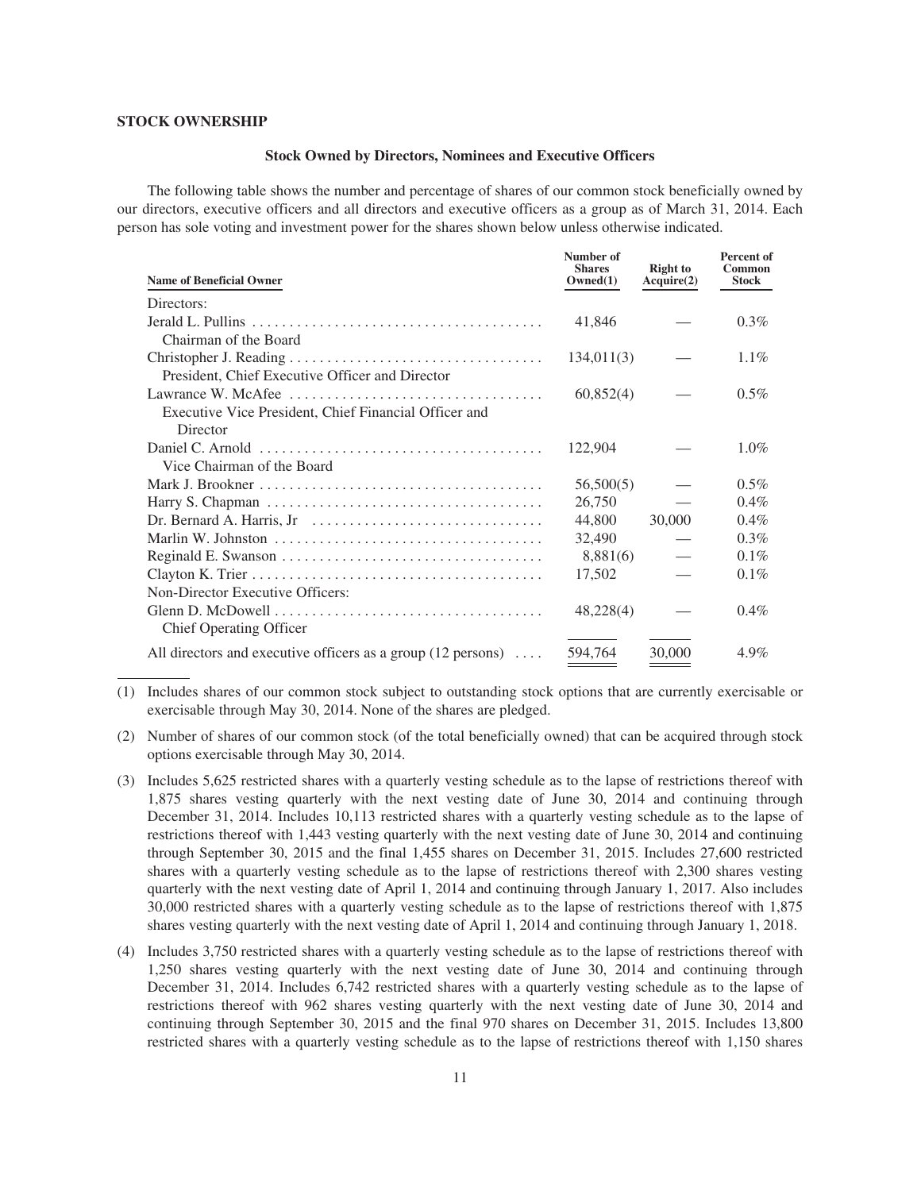**STOCK OWNERSHIP**

**Stock Owned by Directors, Nominees and Executive Officers**

The following table shows the number and percentage of shares of our common stock beneficially owned by our directors, executive officers and all directors and executive officers as a group as of March 31, 2014. Each person has sole voting and investment power for the shares shown below unless otherwise indicated.

| Name of Beneficial Owner | Number of Shares Owned(1) | Right to Acquire(2) | Percent of Common Stock |
|---|---|---|---|
| Directors: | | | |
| Jerald L. Pullins<br>Chairman of the Board | 41,846 | — | 0.3% |
| Christopher J. Reading<br>President, Chief Executive Officer and Director | 134,011(3) | — | 1.1% |
| Lawrance W. McAfee<br>Executive Vice President, Chief Financial Officer and Director | 60,852(4) | — | 0.5% |
| Daniel C. Arnold<br>Vice Chairman of the Board | 122,904 | — | 1.0% |
| Mark J. Brookner | 56,500(5) | — | 0.5% |
| Harry S. Chapman | 26,750 | — | 0.4% |
| Dr. Bernard A. Harris, Jr | 44,800 | 30,000 | 0.4% |
| Marlin W. Johnston | 32,490 | — | 0.3% |
| Reginald E. Swanson | 8,881(6) | — | 0.1% |
| Clayton K. Trier | 17,502 | — | 0.1% |
| Non-Director Executive Officers: | | | |
| Glenn D. McDowell<br>Chief Operating Officer | 48,228(4) | — | 0.4% |
| All directors and executive officers as a group (12 persons) | 594,764 | 30,000 | 4.9% |

(1) Includes shares of our common stock subject to outstanding stock options that are currently exercisable or exercisable through May 30, 2014. None of the shares are pledged.

(2) Number of shares of our common stock (of the total beneficially owned) that can be acquired through stock options exercisable through May 30, 2014.

(3) Includes 5,625 restricted shares with a quarterly vesting schedule as to the lapse of restrictions thereof with 1,875 shares vesting quarterly with the next vesting date of June 30, 2014 and continuing through December 31, 2014. Includes 10,113 restricted shares with a quarterly vesting schedule as to the lapse of restrictions thereof with 1,443 vesting quarterly with the next vesting date of June 30, 2014 and continuing through September 30, 2015 and the final 1,455 shares on December 31, 2015. Includes 27,600 restricted shares with a quarterly vesting schedule as to the lapse of restrictions thereof with 2,300 shares vesting quarterly with the next vesting date of April 1, 2014 and continuing through January 1, 2017. Also includes 30,000 restricted shares with a quarterly vesting schedule as to the lapse of restrictions thereof with 1,875 shares vesting quarterly with the next vesting date of April 1, 2014 and continuing through January 1, 2018.

(4) Includes 3,750 restricted shares with a quarterly vesting schedule as to the lapse of restrictions thereof with 1,250 shares vesting quarterly with the next vesting date of June 30, 2014 and continuing through December 31, 2014. Includes 6,742 restricted shares with a quarterly vesting schedule as to the lapse of restrictions thereof with 962 shares vesting quarterly with the next vesting date of June 30, 2014 and continuing through September 30, 2015 and the final 970 shares on December 31, 2015. Includes 13,800 restricted shares with a quarterly vesting schedule as to the lapse of restrictions thereof with 1,150 shares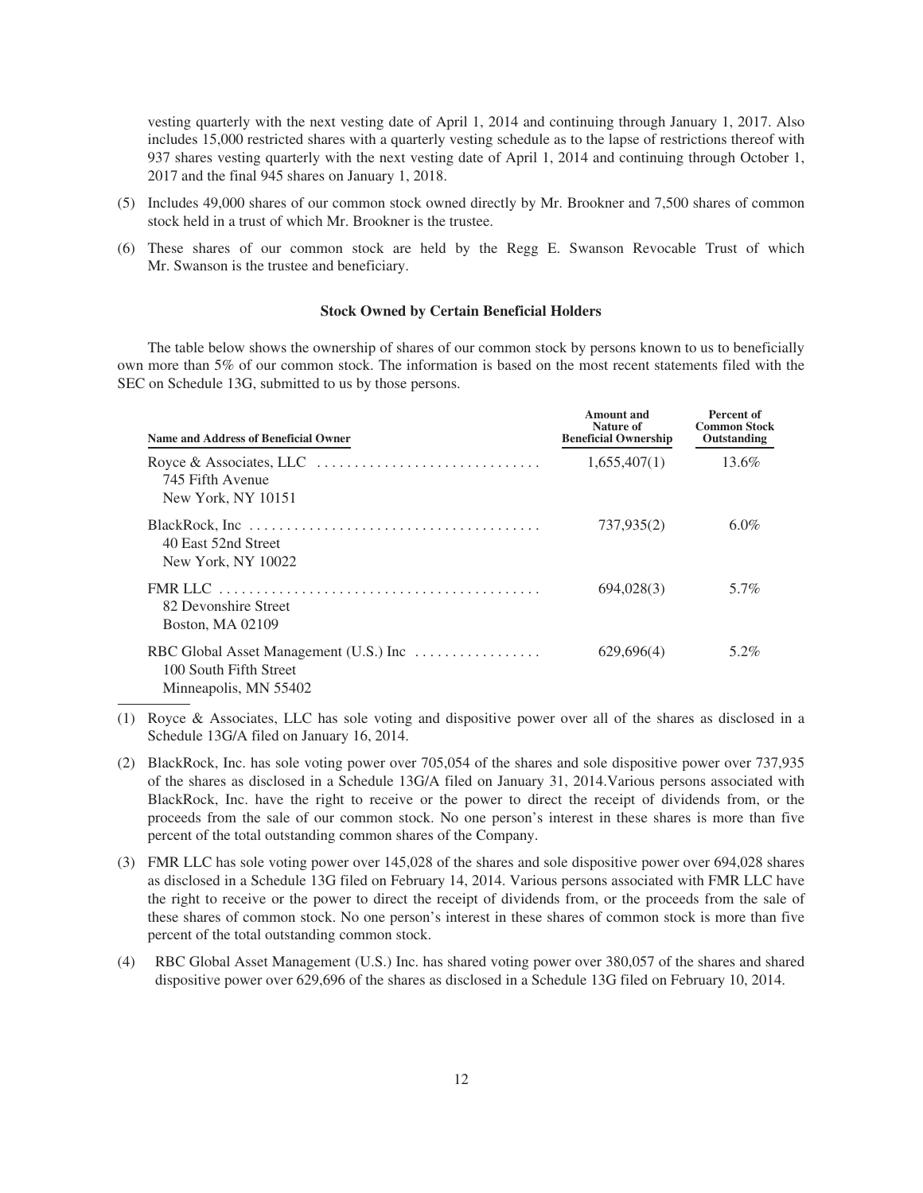vesting quarterly with the next vesting date of April 1, 2014 and continuing through January 1, 2017. Also includes 15,000 restricted shares with a quarterly vesting schedule as to the lapse of restrictions thereof with 937 shares vesting quarterly with the next vesting date of April 1, 2014 and continuing through October 1, 2017 and the final 945 shares on January 1, 2018.

(5) Includes 49,000 shares of our common stock owned directly by Mr. Brookner and 7,500 shares of common stock held in a trust of which Mr. Brookner is the trustee.

(6) These shares of our common stock are held by the Regg E. Swanson Revocable Trust of which Mr. Swanson is the trustee and beneficiary.

### Stock Owned by Certain Beneficial Holders

The table below shows the ownership of shares of our common stock by persons known to us to beneficially own more than 5% of our common stock. The information is based on the most recent statements filed with the SEC on Schedule 13G, submitted to us by those persons.

| Name and Address of Beneficial Owner | Amount and Nature of Beneficial Ownership | Percent of Common Stock Outstanding |
|---|---|---|
| Royce & Associates, LLC<br>745 Fifth Avenue<br>New York, NY 10151 | 1,655,407(1) | 13.6% |
| BlackRock, Inc<br>40 East 52nd Street<br>New York, NY 10022 | 737,935(2) | 6.0% |
| FMR LLC<br>82 Devonshire Street<br>Boston, MA 02109 | 694,028(3) | 5.7% |
| RBC Global Asset Management (U.S.) Inc<br>100 South Fifth Street<br>Minneapolis, MN 55402 | 629,696(4) | 5.2% |

(1) Royce & Associates, LLC has sole voting and dispositive power over all of the shares as disclosed in a Schedule 13G/A filed on January 16, 2014.

(2) BlackRock, Inc. has sole voting power over 705,054 of the shares and sole dispositive power over 737,935 of the shares as disclosed in a Schedule 13G/A filed on January 31, 2014.Various persons associated with BlackRock, Inc. have the right to receive or the power to direct the receipt of dividends from, or the proceeds from the sale of our common stock. No one person's interest in these shares is more than five percent of the total outstanding common shares of the Company.

(3) FMR LLC has sole voting power over 145,028 of the shares and sole dispositive power over 694,028 shares as disclosed in a Schedule 13G filed on February 14, 2014. Various persons associated with FMR LLC have the right to receive or the power to direct the receipt of dividends from, or the proceeds from the sale of these shares of common stock. No one person's interest in these shares of common stock is more than five percent of the total outstanding common stock.

(4) RBC Global Asset Management (U.S.) Inc. has shared voting power over 380,057 of the shares and shared dispositive power over 629,696 of the shares as disclosed in a Schedule 13G filed on February 10, 2014.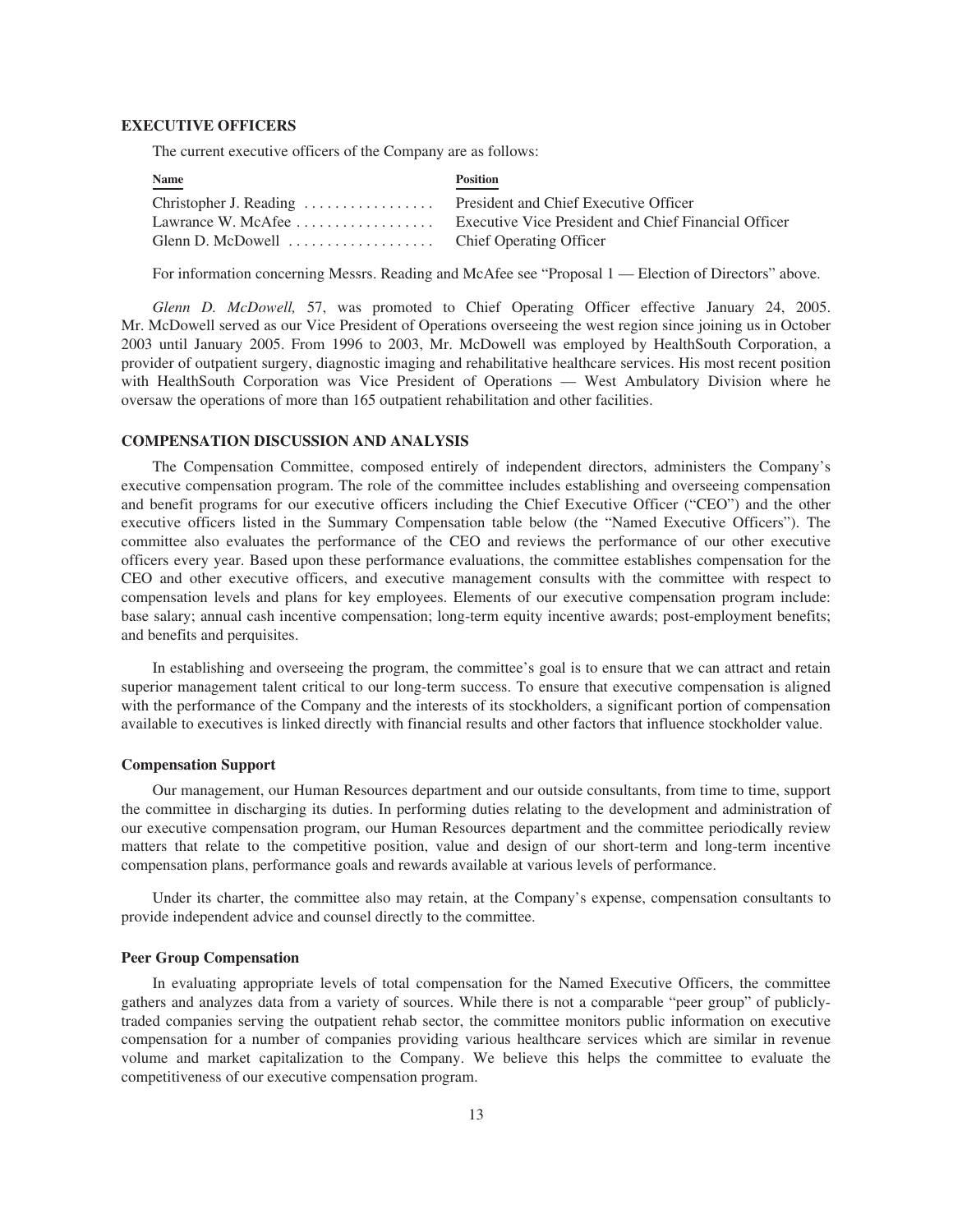### EXECUTIVE OFFICERS

The current executive officers of the Company are as follows:

| Name | Position |
| --- | --- |
| Christopher J. Reading | President and Chief Executive Officer |
| Lawrance W. McAfee | Executive Vice President and Chief Financial Officer |
| Glenn D. McDowell | Chief Operating Officer |

For information concerning Messrs. Reading and McAfee see "Proposal 1 — Election of Directors" above.

*Glenn D. McDowell,* 57, was promoted to Chief Operating Officer effective January 24, 2005. Mr. McDowell served as our Vice President of Operations overseeing the west region since joining us in October 2003 until January 2005. From 1996 to 2003, Mr. McDowell was employed by HealthSouth Corporation, a provider of outpatient surgery, diagnostic imaging and rehabilitative healthcare services. His most recent position with HealthSouth Corporation was Vice President of Operations — West Ambulatory Division where he oversaw the operations of more than 165 outpatient rehabilitation and other facilities.

### COMPENSATION DISCUSSION AND ANALYSIS

The Compensation Committee, composed entirely of independent directors, administers the Company's executive compensation program. The role of the committee includes establishing and overseeing compensation and benefit programs for our executive officers including the Chief Executive Officer ("CEO") and the other executive officers listed in the Summary Compensation table below (the "Named Executive Officers"). The committee also evaluates the performance of the CEO and reviews the performance of our other executive officers every year. Based upon these performance evaluations, the committee establishes compensation for the CEO and other executive officers, and executive management consults with the committee with respect to compensation levels and plans for key employees. Elements of our executive compensation program include: base salary; annual cash incentive compensation; long-term equity incentive awards; post-employment benefits; and benefits and perquisites.

In establishing and overseeing the program, the committee's goal is to ensure that we can attract and retain superior management talent critical to our long-term success. To ensure that executive compensation is aligned with the performance of the Company and the interests of its stockholders, a significant portion of compensation available to executives is linked directly with financial results and other factors that influence stockholder value.

#### Compensation Support

Our management, our Human Resources department and our outside consultants, from time to time, support the committee in discharging its duties. In performing duties relating to the development and administration of our executive compensation program, our Human Resources department and the committee periodically review matters that relate to the competitive position, value and design of our short-term and long-term incentive compensation plans, performance goals and rewards available at various levels of performance.

Under its charter, the committee also may retain, at the Company's expense, compensation consultants to provide independent advice and counsel directly to the committee.

#### Peer Group Compensation

In evaluating appropriate levels of total compensation for the Named Executive Officers, the committee gathers and analyzes data from a variety of sources. While there is not a comparable "peer group" of publicly-traded companies serving the outpatient rehab sector, the committee monitors public information on executive compensation for a number of companies providing various healthcare services which are similar in revenue volume and market capitalization to the Company. We believe this helps the committee to evaluate the competitiveness of our executive compensation program.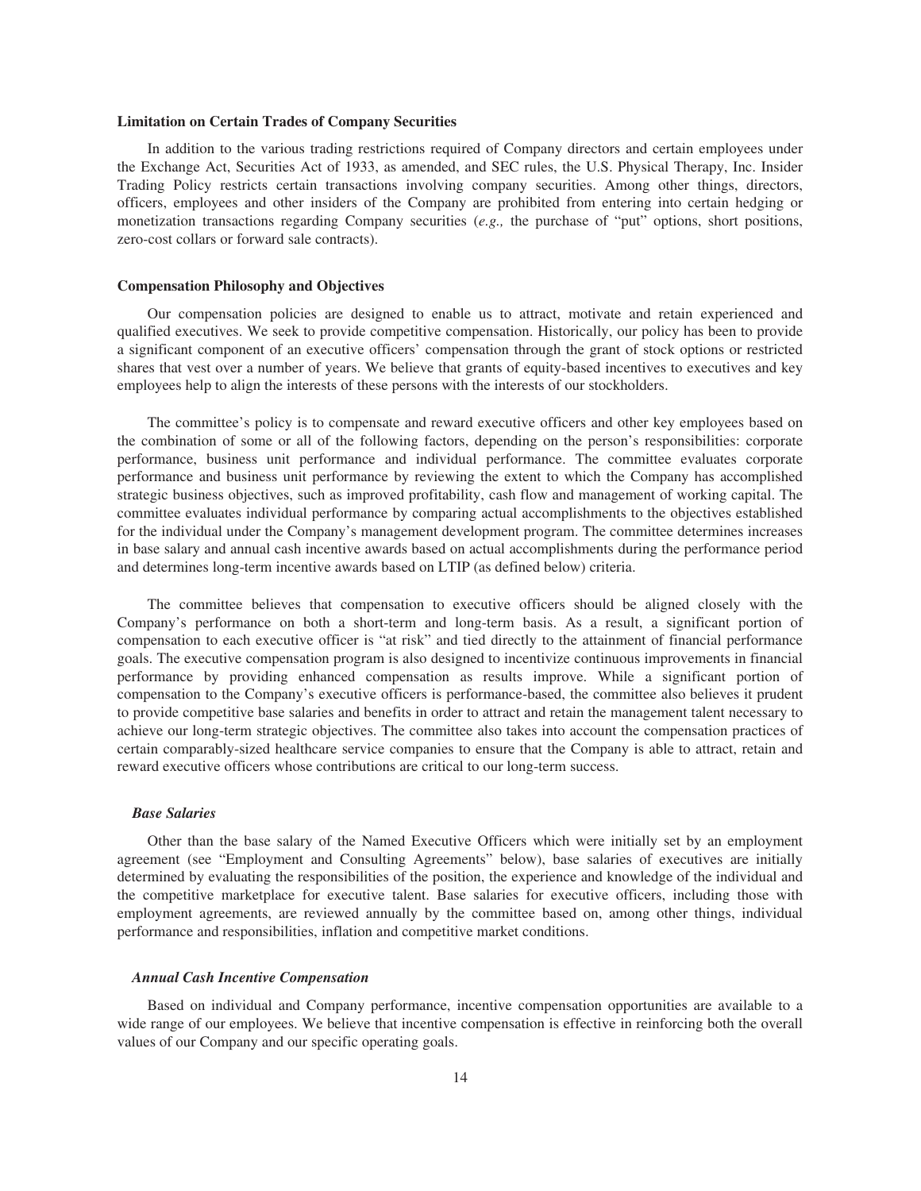### Limitation on Certain Trades of Company Securities

In addition to the various trading restrictions required of Company directors and certain employees under the Exchange Act, Securities Act of 1933, as amended, and SEC rules, the U.S. Physical Therapy, Inc. Insider Trading Policy restricts certain transactions involving company securities. Among other things, directors, officers, employees and other insiders of the Company are prohibited from entering into certain hedging or monetization transactions regarding Company securities (*e.g.,* the purchase of "put" options, short positions, zero-cost collars or forward sale contracts).

### Compensation Philosophy and Objectives

Our compensation policies are designed to enable us to attract, motivate and retain experienced and qualified executives. We seek to provide competitive compensation. Historically, our policy has been to provide a significant component of an executive officers' compensation through the grant of stock options or restricted shares that vest over a number of years. We believe that grants of equity-based incentives to executives and key employees help to align the interests of these persons with the interests of our stockholders.

The committee's policy is to compensate and reward executive officers and other key employees based on the combination of some or all of the following factors, depending on the person's responsibilities: corporate performance, business unit performance and individual performance. The committee evaluates corporate performance and business unit performance by reviewing the extent to which the Company has accomplished strategic business objectives, such as improved profitability, cash flow and management of working capital. The committee evaluates individual performance by comparing actual accomplishments to the objectives established for the individual under the Company's management development program. The committee determines increases in base salary and annual cash incentive awards based on actual accomplishments during the performance period and determines long-term incentive awards based on LTIP (as defined below) criteria.

The committee believes that compensation to executive officers should be aligned closely with the Company's performance on both a short-term and long-term basis. As a result, a significant portion of compensation to each executive officer is "at risk" and tied directly to the attainment of financial performance goals. The executive compensation program is also designed to incentivize continuous improvements in financial performance by providing enhanced compensation as results improve. While a significant portion of compensation to the Company's executive officers is performance-based, the committee also believes it prudent to provide competitive base salaries and benefits in order to attract and retain the management talent necessary to achieve our long-term strategic objectives. The committee also takes into account the compensation practices of certain comparably-sized healthcare service companies to ensure that the Company is able to attract, retain and reward executive officers whose contributions are critical to our long-term success.

#### *Base Salaries*

Other than the base salary of the Named Executive Officers which were initially set by an employment agreement (see "Employment and Consulting Agreements" below), base salaries of executives are initially determined by evaluating the responsibilities of the position, the experience and knowledge of the individual and the competitive marketplace for executive talent. Base salaries for executive officers, including those with employment agreements, are reviewed annually by the committee based on, among other things, individual performance and responsibilities, inflation and competitive market conditions.

#### *Annual Cash Incentive Compensation*

Based on individual and Company performance, incentive compensation opportunities are available to a wide range of our employees. We believe that incentive compensation is effective in reinforcing both the overall values of our Company and our specific operating goals.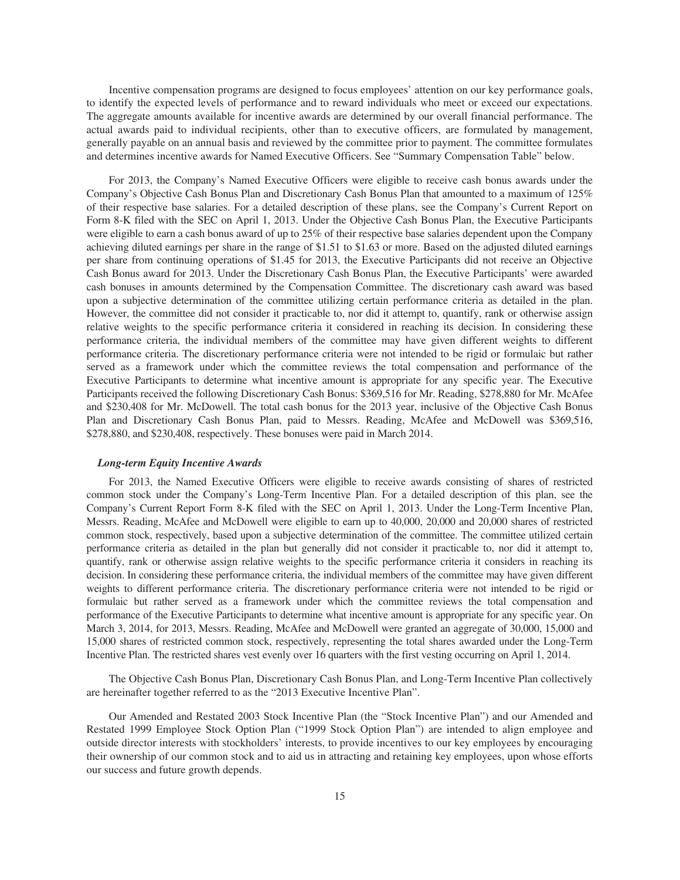Incentive compensation programs are designed to focus employees' attention on our key performance goals, to identify the expected levels of performance and to reward individuals who meet or exceed our expectations. The aggregate amounts available for incentive awards are determined by our overall financial performance. The actual awards paid to individual recipients, other than to executive officers, are formulated by management, generally payable on an annual basis and reviewed by the committee prior to payment. The committee formulates and determines incentive awards for Named Executive Officers. See "Summary Compensation Table" below.

For 2013, the Company's Named Executive Officers were eligible to receive cash bonus awards under the Company's Objective Cash Bonus Plan and Discretionary Cash Bonus Plan that amounted to a maximum of 125% of their respective base salaries. For a detailed description of these plans, see the Company's Current Report on Form 8-K filed with the SEC on April 1, 2013. Under the Objective Cash Bonus Plan, the Executive Participants were eligible to earn a cash bonus award of up to 25% of their respective base salaries dependent upon the Company achieving diluted earnings per share in the range of $1.51 to $1.63 or more. Based on the adjusted diluted earnings per share from continuing operations of $1.45 for 2013, the Executive Participants did not receive an Objective Cash Bonus award for 2013. Under the Discretionary Cash Bonus Plan, the Executive Participants' were awarded cash bonuses in amounts determined by the Compensation Committee. The discretionary cash award was based upon a subjective determination of the committee utilizing certain performance criteria as detailed in the plan. However, the committee did not consider it practicable to, nor did it attempt to, quantify, rank or otherwise assign relative weights to the specific performance criteria it considered in reaching its decision. In considering these performance criteria, the individual members of the committee may have given different weights to different performance criteria. The discretionary performance criteria were not intended to be rigid or formulaic but rather served as a framework under which the committee reviews the total compensation and performance of the Executive Participants to determine what incentive amount is appropriate for any specific year. The Executive Participants received the following Discretionary Cash Bonus: $369,516 for Mr. Reading, $278,880 for Mr. McAfee and $230,408 for Mr. McDowell. The total cash bonus for the 2013 year, inclusive of the Objective Cash Bonus Plan and Discretionary Cash Bonus Plan, paid to Messrs. Reading, McAfee and McDowell was $369,516, $278,880, and $230,408, respectively. These bonuses were paid in March 2014.

***Long-term Equity Incentive Awards***

For 2013, the Named Executive Officers were eligible to receive awards consisting of shares of restricted common stock under the Company's Long-Term Incentive Plan. For a detailed description of this plan, see the Company's Current Report Form 8-K filed with the SEC on April 1, 2013. Under the Long-Term Incentive Plan, Messrs. Reading, McAfee and McDowell were eligible to earn up to 40,000, 20,000 and 20,000 shares of restricted common stock, respectively, based upon a subjective determination of the committee. The committee utilized certain performance criteria as detailed in the plan but generally did not consider it practicable to, nor did it attempt to, quantify, rank or otherwise assign relative weights to the specific performance criteria it considers in reaching its decision. In considering these performance criteria, the individual members of the committee may have given different weights to different performance criteria. The discretionary performance criteria were not intended to be rigid or formulaic but rather served as a framework under which the committee reviews the total compensation and performance of the Executive Participants to determine what incentive amount is appropriate for any specific year. On March 3, 2014, for 2013, Messrs. Reading, McAfee and McDowell were granted an aggregate of 30,000, 15,000 and 15,000 shares of restricted common stock, respectively, representing the total shares awarded under the Long-Term Incentive Plan. The restricted shares vest evenly over 16 quarters with the first vesting occurring on April 1, 2014.

The Objective Cash Bonus Plan, Discretionary Cash Bonus Plan, and Long-Term Incentive Plan collectively are hereinafter together referred to as the "2013 Executive Incentive Plan".

Our Amended and Restated 2003 Stock Incentive Plan (the "Stock Incentive Plan") and our Amended and Restated 1999 Employee Stock Option Plan ("1999 Stock Option Plan") are intended to align employee and outside director interests with stockholders' interests, to provide incentives to our key employees by encouraging their ownership of our common stock and to aid us in attracting and retaining key employees, upon whose efforts our success and future growth depends.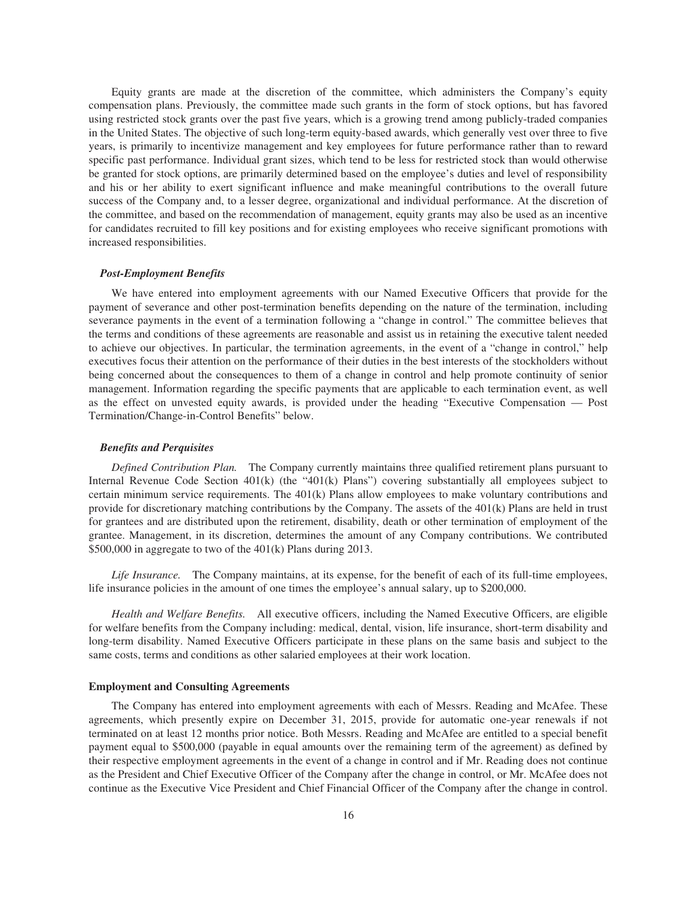Equity grants are made at the discretion of the committee, which administers the Company's equity compensation plans. Previously, the committee made such grants in the form of stock options, but has favored using restricted stock grants over the past five years, which is a growing trend among publicly-traded companies in the United States. The objective of such long-term equity-based awards, which generally vest over three to five years, is primarily to incentivize management and key employees for future performance rather than to reward specific past performance. Individual grant sizes, which tend to be less for restricted stock than would otherwise be granted for stock options, are primarily determined based on the employee's duties and level of responsibility and his or her ability to exert significant influence and make meaningful contributions to the overall future success of the Company and, to a lesser degree, organizational and individual performance. At the discretion of the committee, and based on the recommendation of management, equity grants may also be used as an incentive for candidates recruited to fill key positions and for existing employees who receive significant promotions with increased responsibilities.

***Post-Employment Benefits***

We have entered into employment agreements with our Named Executive Officers that provide for the payment of severance and other post-termination benefits depending on the nature of the termination, including severance payments in the event of a termination following a "change in control." The committee believes that the terms and conditions of these agreements are reasonable and assist us in retaining the executive talent needed to achieve our objectives. In particular, the termination agreements, in the event of a "change in control," help executives focus their attention on the performance of their duties in the best interests of the stockholders without being concerned about the consequences to them of a change in control and help promote continuity of senior management. Information regarding the specific payments that are applicable to each termination event, as well as the effect on unvested equity awards, is provided under the heading "Executive Compensation — Post Termination/Change-in-Control Benefits" below.

***Benefits and Perquisites***

*Defined Contribution Plan.* The Company currently maintains three qualified retirement plans pursuant to Internal Revenue Code Section 401(k) (the "401(k) Plans") covering substantially all employees subject to certain minimum service requirements. The 401(k) Plans allow employees to make voluntary contributions and provide for discretionary matching contributions by the Company. The assets of the 401(k) Plans are held in trust for grantees and are distributed upon the retirement, disability, death or other termination of employment of the grantee. Management, in its discretion, determines the amount of any Company contributions. We contributed $500,000 in aggregate to two of the 401(k) Plans during 2013.

*Life Insurance.* The Company maintains, at its expense, for the benefit of each of its full-time employees, life insurance policies in the amount of one times the employee's annual salary, up to $200,000.

*Health and Welfare Benefits.* All executive officers, including the Named Executive Officers, are eligible for welfare benefits from the Company including: medical, dental, vision, life insurance, short-term disability and long-term disability. Named Executive Officers participate in these plans on the same basis and subject to the same costs, terms and conditions as other salaried employees at their work location.

**Employment and Consulting Agreements**

The Company has entered into employment agreements with each of Messrs. Reading and McAfee. These agreements, which presently expire on December 31, 2015, provide for automatic one-year renewals if not terminated on at least 12 months prior notice. Both Messrs. Reading and McAfee are entitled to a special benefit payment equal to $500,000 (payable in equal amounts over the remaining term of the agreement) as defined by their respective employment agreements in the event of a change in control and if Mr. Reading does not continue as the President and Chief Executive Officer of the Company after the change in control, or Mr. McAfee does not continue as the Executive Vice President and Chief Financial Officer of the Company after the change in control.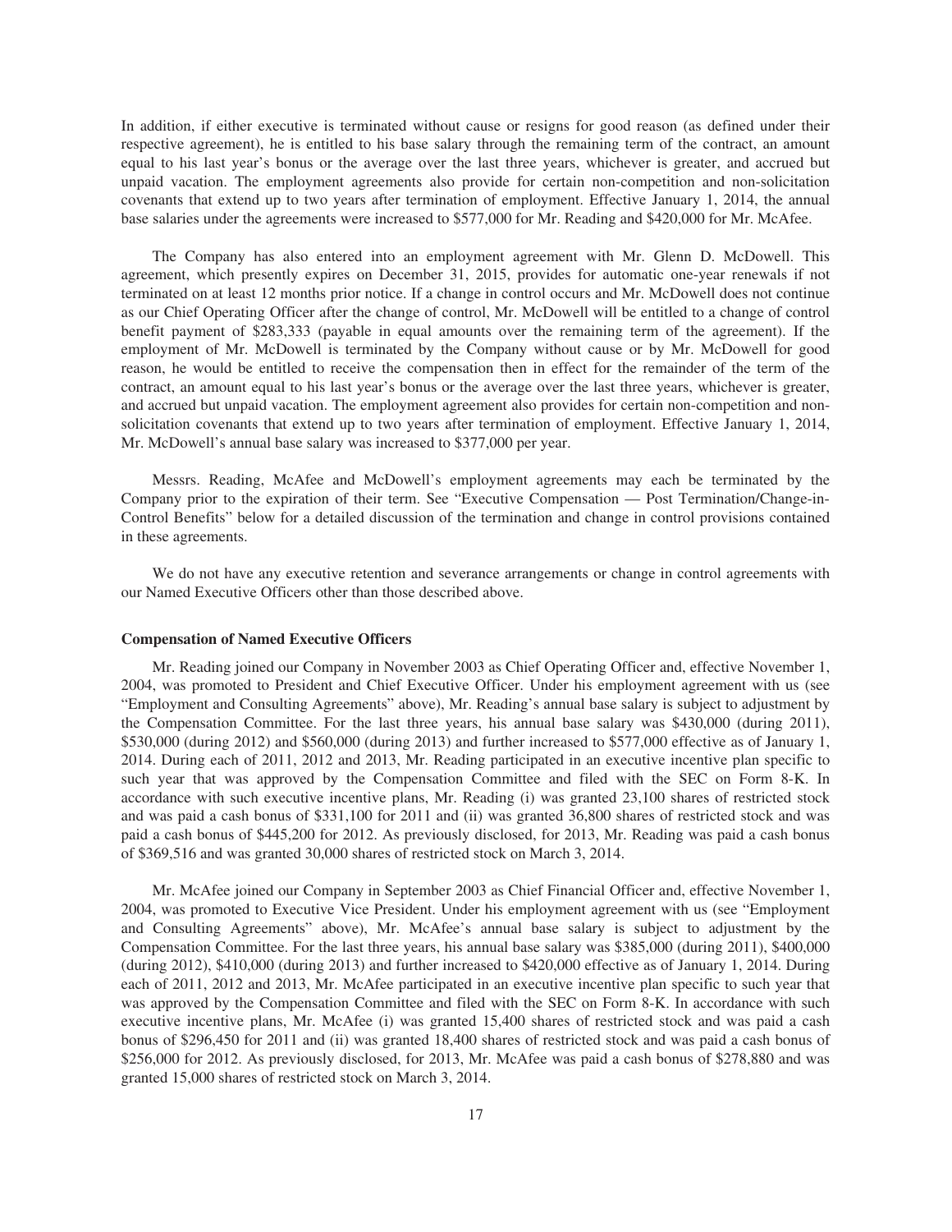In addition, if either executive is terminated without cause or resigns for good reason (as defined under their respective agreement), he is entitled to his base salary through the remaining term of the contract, an amount equal to his last year's bonus or the average over the last three years, whichever is greater, and accrued but unpaid vacation. The employment agreements also provide for certain non-competition and non-solicitation covenants that extend up to two years after termination of employment. Effective January 1, 2014, the annual base salaries under the agreements were increased to $577,000 for Mr. Reading and $420,000 for Mr. McAfee.

The Company has also entered into an employment agreement with Mr. Glenn D. McDowell. This agreement, which presently expires on December 31, 2015, provides for automatic one-year renewals if not terminated on at least 12 months prior notice. If a change in control occurs and Mr. McDowell does not continue as our Chief Operating Officer after the change of control, Mr. McDowell will be entitled to a change of control benefit payment of $283,333 (payable in equal amounts over the remaining term of the agreement). If the employment of Mr. McDowell is terminated by the Company without cause or by Mr. McDowell for good reason, he would be entitled to receive the compensation then in effect for the remainder of the term of the contract, an amount equal to his last year's bonus or the average over the last three years, whichever is greater, and accrued but unpaid vacation. The employment agreement also provides for certain non-competition and non-solicitation covenants that extend up to two years after termination of employment. Effective January 1, 2014, Mr. McDowell's annual base salary was increased to $377,000 per year.

Messrs. Reading, McAfee and McDowell's employment agreements may each be terminated by the Company prior to the expiration of their term. See "Executive Compensation — Post Termination/Change-in-Control Benefits" below for a detailed discussion of the termination and change in control provisions contained in these agreements.

We do not have any executive retention and severance arrangements or change in control agreements with our Named Executive Officers other than those described above.

**Compensation of Named Executive Officers**

Mr. Reading joined our Company in November 2003 as Chief Operating Officer and, effective November 1, 2004, was promoted to President and Chief Executive Officer. Under his employment agreement with us (see "Employment and Consulting Agreements" above), Mr. Reading's annual base salary is subject to adjustment by the Compensation Committee. For the last three years, his annual base salary was $430,000 (during 2011), $530,000 (during 2012) and $560,000 (during 2013) and further increased to $577,000 effective as of January 1, 2014. During each of 2011, 2012 and 2013, Mr. Reading participated in an executive incentive plan specific to such year that was approved by the Compensation Committee and filed with the SEC on Form 8-K. In accordance with such executive incentive plans, Mr. Reading (i) was granted 23,100 shares of restricted stock and was paid a cash bonus of $331,100 for 2011 and (ii) was granted 36,800 shares of restricted stock and was paid a cash bonus of $445,200 for 2012. As previously disclosed, for 2013, Mr. Reading was paid a cash bonus of $369,516 and was granted 30,000 shares of restricted stock on March 3, 2014.

Mr. McAfee joined our Company in September 2003 as Chief Financial Officer and, effective November 1, 2004, was promoted to Executive Vice President. Under his employment agreement with us (see "Employment and Consulting Agreements" above), Mr. McAfee's annual base salary is subject to adjustment by the Compensation Committee. For the last three years, his annual base salary was $385,000 (during 2011), $400,000 (during 2012), $410,000 (during 2013) and further increased to $420,000 effective as of January 1, 2014. During each of 2011, 2012 and 2013, Mr. McAfee participated in an executive incentive plan specific to such year that was approved by the Compensation Committee and filed with the SEC on Form 8-K. In accordance with such executive incentive plans, Mr. McAfee (i) was granted 15,400 shares of restricted stock and was paid a cash bonus of $296,450 for 2011 and (ii) was granted 18,400 shares of restricted stock and was paid a cash bonus of $256,000 for 2012. As previously disclosed, for 2013, Mr. McAfee was paid a cash bonus of $278,880 and was granted 15,000 shares of restricted stock on March 3, 2014.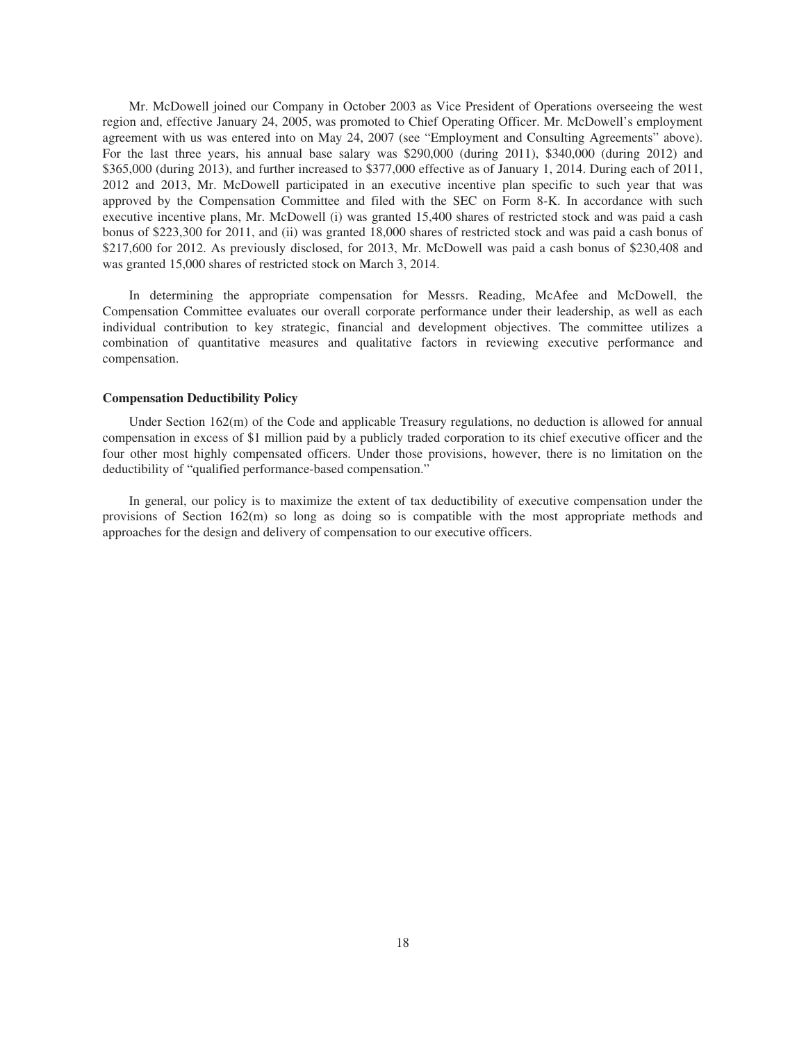Mr. McDowell joined our Company in October 2003 as Vice President of Operations overseeing the west region and, effective January 24, 2005, was promoted to Chief Operating Officer. Mr. McDowell's employment agreement with us was entered into on May 24, 2007 (see "Employment and Consulting Agreements" above). For the last three years, his annual base salary was $290,000 (during 2011), $340,000 (during 2012) and $365,000 (during 2013), and further increased to $377,000 effective as of January 1, 2014. During each of 2011, 2012 and 2013, Mr. McDowell participated in an executive incentive plan specific to such year that was approved by the Compensation Committee and filed with the SEC on Form 8-K. In accordance with such executive incentive plans, Mr. McDowell (i) was granted 15,400 shares of restricted stock and was paid a cash bonus of $223,300 for 2011, and (ii) was granted 18,000 shares of restricted stock and was paid a cash bonus of $217,600 for 2012. As previously disclosed, for 2013, Mr. McDowell was paid a cash bonus of $230,408 and was granted 15,000 shares of restricted stock on March 3, 2014.

In determining the appropriate compensation for Messrs. Reading, McAfee and McDowell, the Compensation Committee evaluates our overall corporate performance under their leadership, as well as each individual contribution to key strategic, financial and development objectives. The committee utilizes a combination of quantitative measures and qualitative factors in reviewing executive performance and compensation.

### Compensation Deductibility Policy

Under Section 162(m) of the Code and applicable Treasury regulations, no deduction is allowed for annual compensation in excess of $1 million paid by a publicly traded corporation to its chief executive officer and the four other most highly compensated officers. Under those provisions, however, there is no limitation on the deductibility of "qualified performance-based compensation."

In general, our policy is to maximize the extent of tax deductibility of executive compensation under the provisions of Section 162(m) so long as doing so is compatible with the most appropriate methods and approaches for the design and delivery of compensation to our executive officers.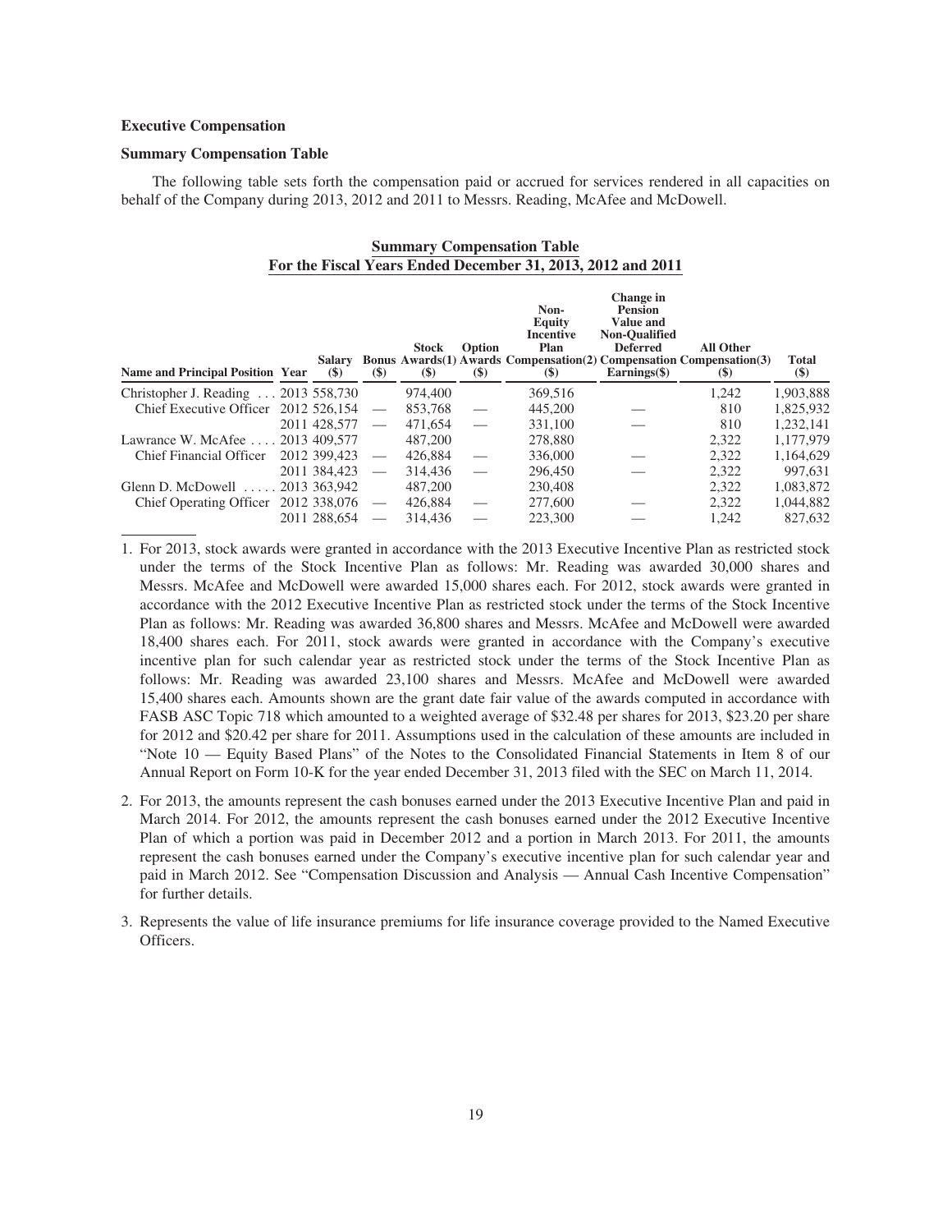**Executive Compensation**

**Summary Compensation Table**

The following table sets forth the compensation paid or accrued for services rendered in all capacities on behalf of the Company during 2013, 2012 and 2011 to Messrs. Reading, McAfee and McDowell.

**Summary Compensation Table**
**For the Fiscal Years Ended December 31, 2013, 2012 and 2011**

| Name and Principal Position | Year | Salary ($) | Bonus ($) | Stock Awards(1) ($) | Option Awards ($) | Non-Equity Incentive Plan Compensation(2) ($) | Change in Pension Value and Non-Qualified Deferred Compensation Earnings($) | All Other Compensation(3) ($) | Total ($) |
|---|---|---|---|---|---|---|---|---|---|
| Christopher J. Reading | 2013 | 558,730 | | 974,400 | | 369,516 | | 1,242 | 1,903,888 |
| Chief Executive Officer | 2012 | 526,154 | — | 853,768 | — | 445,200 | — | 810 | 1,825,932 |
| | 2011 | 428,577 | — | 471,654 | — | 331,100 | — | 810 | 1,232,141 |
| Lawrance W. McAfee | 2013 | 409,577 | | 487,200 | | 278,880 | | 2,322 | 1,177,979 |
| Chief Financial Officer | 2012 | 399,423 | — | 426,884 | — | 336,000 | — | 2,322 | 1,164,629 |
| | 2011 | 384,423 | — | 314,436 | — | 296,450 | — | 2,322 | 997,631 |
| Glenn D. McDowell | 2013 | 363,942 | | 487,200 | | 230,408 | | 2,322 | 1,083,872 |
| Chief Operating Officer | 2012 | 338,076 | — | 426,884 | — | 277,600 | — | 2,322 | 1,044,882 |
| | 2011 | 288,654 | — | 314,436 | — | 223,300 | — | 1,242 | 827,632 |

1. For 2013, stock awards were granted in accordance with the 2013 Executive Incentive Plan as restricted stock under the terms of the Stock Incentive Plan as follows: Mr. Reading was awarded 30,000 shares and Messrs. McAfee and McDowell were awarded 15,000 shares each. For 2012, stock awards were granted in accordance with the 2012 Executive Incentive Plan as restricted stock under the terms of the Stock Incentive Plan as follows: Mr. Reading was awarded 36,800 shares and Messrs. McAfee and McDowell were awarded 18,400 shares each. For 2011, stock awards were granted in accordance with the Company's executive incentive plan for such calendar year as restricted stock under the terms of the Stock Incentive Plan as follows: Mr. Reading was awarded 23,100 shares and Messrs. McAfee and McDowell were awarded 15,400 shares each. Amounts shown are the grant date fair value of the awards computed in accordance with FASB ASC Topic 718 which amounted to a weighted average of $32.48 per shares for 2013, $23.20 per share for 2012 and $20.42 per share for 2011. Assumptions used in the calculation of these amounts are included in "Note 10 — Equity Based Plans" of the Notes to the Consolidated Financial Statements in Item 8 of our Annual Report on Form 10-K for the year ended December 31, 2013 filed with the SEC on March 11, 2014.

2. For 2013, the amounts represent the cash bonuses earned under the 2013 Executive Incentive Plan and paid in March 2014. For 2012, the amounts represent the cash bonuses earned under the 2012 Executive Incentive Plan of which a portion was paid in December 2012 and a portion in March 2013. For 2011, the amounts represent the cash bonuses earned under the Company's executive incentive plan for such calendar year and paid in March 2012. See "Compensation Discussion and Analysis — Annual Cash Incentive Compensation" for further details.

3. Represents the value of life insurance premiums for life insurance coverage provided to the Named Executive Officers.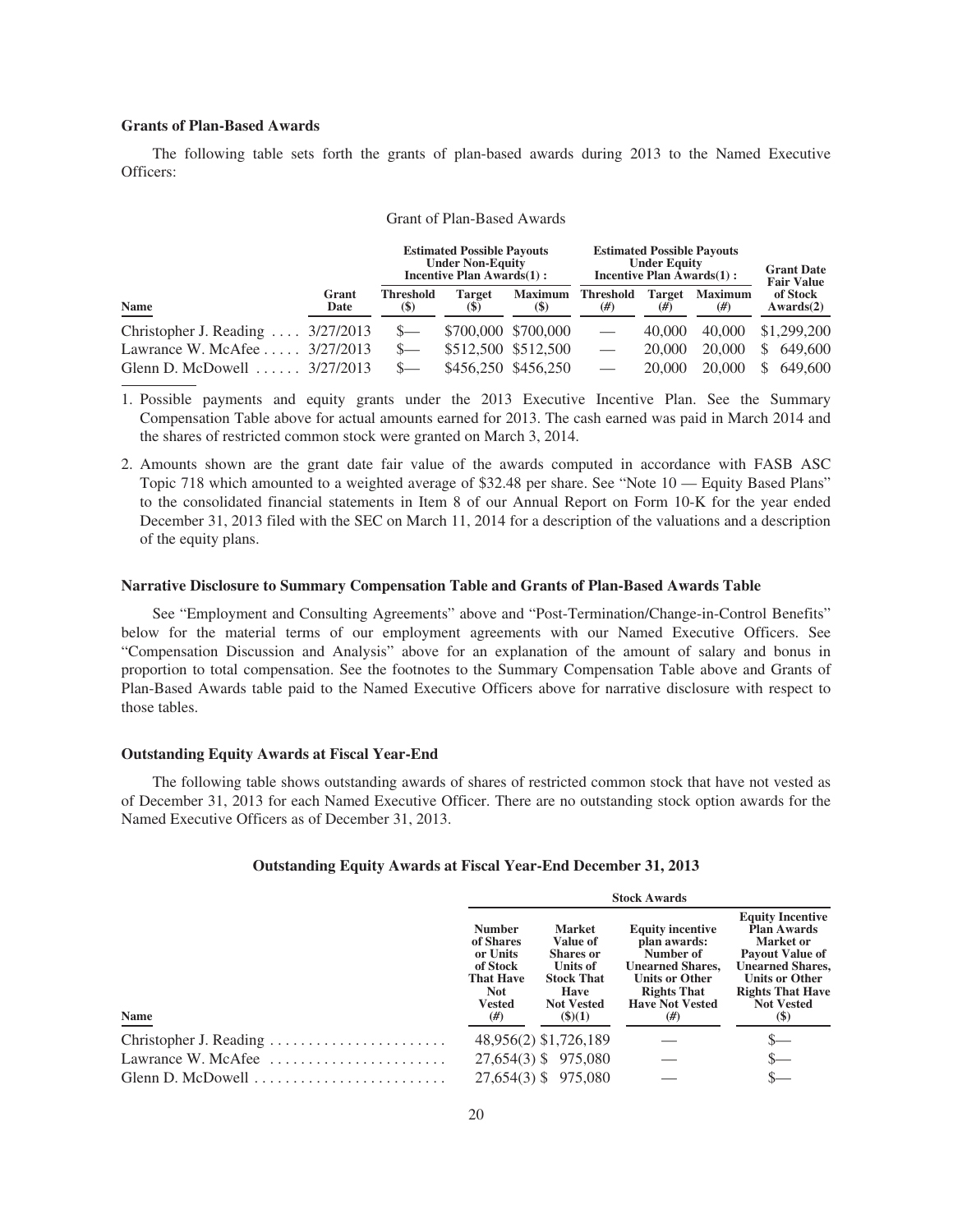### Grants of Plan-Based Awards

The following table sets forth the grants of plan-based awards during 2013 to the Named Executive Officers:

Grant of Plan-Based Awards

| Name | Grant Date | Estimated Possible Payouts Under Non-Equity Incentive Plan Awards(1) : | | | Estimated Possible Payouts Under Equity Incentive Plan Awards(1) : | | | Grant Date Fair Value of Stock Awards(2) |
|---|---|---|---|---|---|---|---|---|
| | | Threshold ($) | Target ($) | Maximum ($) | Threshold (#) | Target (#) | Maximum (#) | |
| Christopher J. Reading | 3/27/2013 | $— | $700,000 | $700,000 | — | 40,000 | 40,000 | $1,299,200 |
| Lawrance W. McAfee | 3/27/2013 | $— | $512,500 | $512,500 | — | 20,000 | 20,000 | $ 649,600 |
| Glenn D. McDowell | 3/27/2013 | $— | $456,250 | $456,250 | — | 20,000 | 20,000 | $ 649,600 |

1. Possible payments and equity grants under the 2013 Executive Incentive Plan. See the Summary Compensation Table above for actual amounts earned for 2013. The cash earned was paid in March 2014 and the shares of restricted common stock were granted on March 3, 2014.

2. Amounts shown are the grant date fair value of the awards computed in accordance with FASB ASC Topic 718 which amounted to a weighted average of $32.48 per share. See "Note 10 — Equity Based Plans" to the consolidated financial statements in Item 8 of our Annual Report on Form 10-K for the year ended December 31, 2013 filed with the SEC on March 11, 2014 for a description of the valuations and a description of the equity plans.

### Narrative Disclosure to Summary Compensation Table and Grants of Plan-Based Awards Table

See "Employment and Consulting Agreements" above and "Post-Termination/Change-in-Control Benefits" below for the material terms of our employment agreements with our Named Executive Officers. See "Compensation Discussion and Analysis" above for an explanation of the amount of salary and bonus in proportion to total compensation. See the footnotes to the Summary Compensation Table above and Grants of Plan-Based Awards table paid to the Named Executive Officers above for narrative disclosure with respect to those tables.

### Outstanding Equity Awards at Fiscal Year-End

The following table shows outstanding awards of shares of restricted common stock that have not vested as of December 31, 2013 for each Named Executive Officer. There are no outstanding stock option awards for the Named Executive Officers as of December 31, 2013.

**Outstanding Equity Awards at Fiscal Year-End December 31, 2013**

| Name | Stock Awards | | | |
|---|---|---|---|---|
| | Number of Shares or Units of Stock That Have Not Vested (#) | Market Value of Shares or Units of Stock That Have Not Vested ($)(1) | Equity incentive plan awards: Number of Unearned Shares, Units or Other Rights That Have Not Vested (#) | Equity Incentive Plan Awards Market or Payout Value of Unearned Shares, Units or Other Rights That Have Not Vested ($) |
| Christopher J. Reading | 48,956(2) | $1,726,189 | — | $— |
| Lawrance W. McAfee | 27,654(3) | $ 975,080 | — | $— |
| Glenn D. McDowell | 27,654(3) | $ 975,080 | — | $— |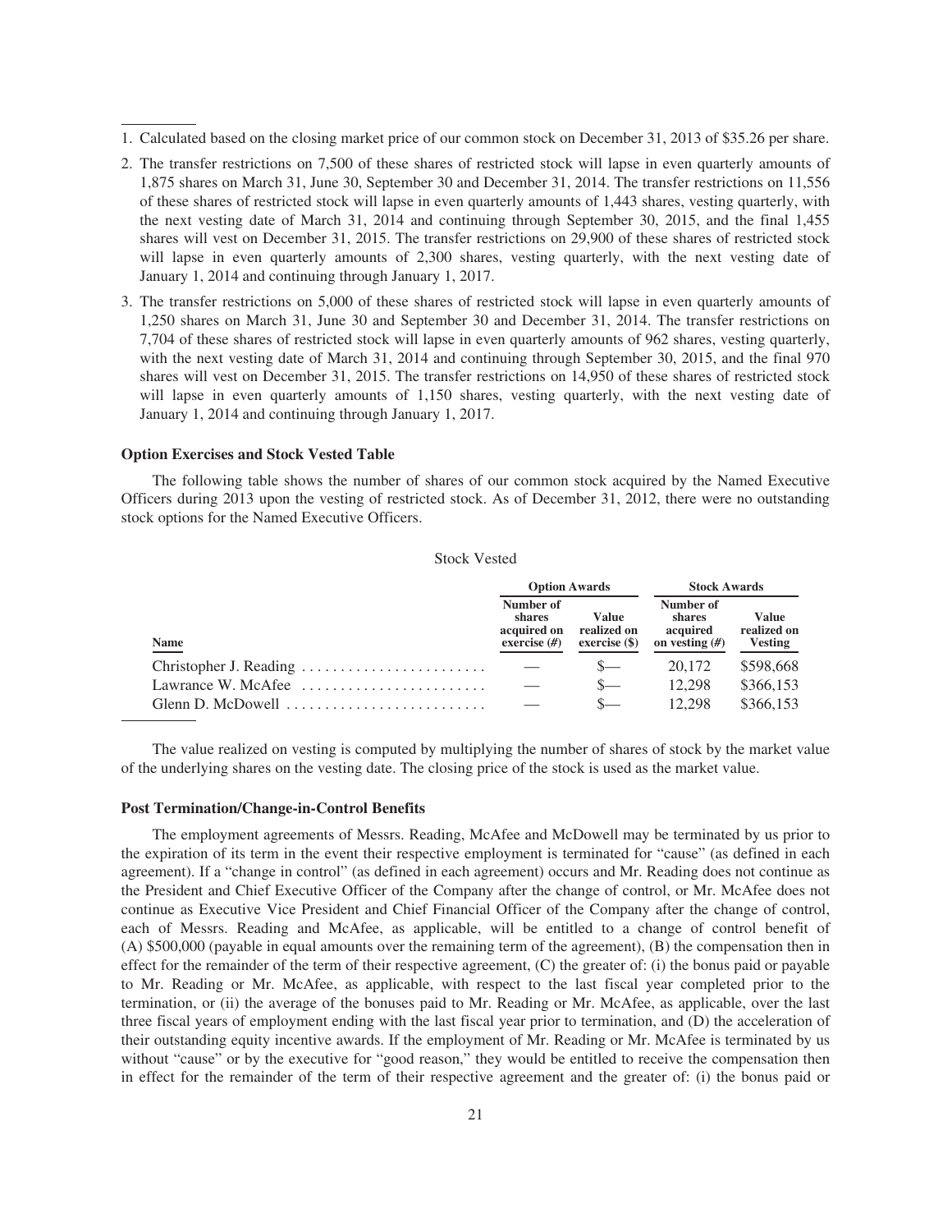1. Calculated based on the closing market price of our common stock on December 31, 2013 of $35.26 per share.

2. The transfer restrictions on 7,500 of these shares of restricted stock will lapse in even quarterly amounts of 1,875 shares on March 31, June 30, September 30 and December 31, 2014. The transfer restrictions on 11,556 of these shares of restricted stock will lapse in even quarterly amounts of 1,443 shares, vesting quarterly, with the next vesting date of March 31, 2014 and continuing through September 30, 2015, and the final 1,455 shares will vest on December 31, 2015. The transfer restrictions on 29,900 of these shares of restricted stock will lapse in even quarterly amounts of 2,300 shares, vesting quarterly, with the next vesting date of January 1, 2014 and continuing through January 1, 2017.

3. The transfer restrictions on 5,000 of these shares of restricted stock will lapse in even quarterly amounts of 1,250 shares on March 31, June 30 and September 30 and December 31, 2014. The transfer restrictions on 7,704 of these shares of restricted stock will lapse in even quarterly amounts of 962 shares, vesting quarterly, with the next vesting date of March 31, 2014 and continuing through September 30, 2015, and the final 970 shares will vest on December 31, 2015. The transfer restrictions on 14,950 of these shares of restricted stock will lapse in even quarterly amounts of 1,150 shares, vesting quarterly, with the next vesting date of January 1, 2014 and continuing through January 1, 2017.

### Option Exercises and Stock Vested Table

The following table shows the number of shares of our common stock acquired by the Named Executive Officers during 2013 upon the vesting of restricted stock. As of December 31, 2012, there were no outstanding stock options for the Named Executive Officers.

Stock Vested

| | Option Awards | | Stock Awards | |
|---|---|---|---|---|
| Name | Number of shares acquired on exercise (#) | Value realized on exercise ($) | Number of shares acquired on vesting (#) | Value realized on Vesting |
| Christopher J. Reading | — | $— | 20,172 | $598,668 |
| Lawrance W. McAfee | — | $— | 12,298 | $366,153 |
| Glenn D. McDowell | — | $— | 12,298 | $366,153 |

The value realized on vesting is computed by multiplying the number of shares of stock by the market value of the underlying shares on the vesting date. The closing price of the stock is used as the market value.

### Post Termination/Change-in-Control Benefits

The employment agreements of Messrs. Reading, McAfee and McDowell may be terminated by us prior to the expiration of its term in the event their respective employment is terminated for "cause" (as defined in each agreement). If a "change in control" (as defined in each agreement) occurs and Mr. Reading does not continue as the President and Chief Executive Officer of the Company after the change of control, or Mr. McAfee does not continue as Executive Vice President and Chief Financial Officer of the Company after the change of control, each of Messrs. Reading and McAfee, as applicable, will be entitled to a change of control benefit of (A) $500,000 (payable in equal amounts over the remaining term of the agreement), (B) the compensation then in effect for the remainder of the term of their respective agreement, (C) the greater of: (i) the bonus paid or payable to Mr. Reading or Mr. McAfee, as applicable, with respect to the last fiscal year completed prior to the termination, or (ii) the average of the bonuses paid to Mr. Reading or Mr. McAfee, as applicable, over the last three fiscal years of employment ending with the last fiscal year prior to termination, and (D) the acceleration of their outstanding equity incentive awards. If the employment of Mr. Reading or Mr. McAfee is terminated by us without "cause" or by the executive for "good reason," they would be entitled to receive the compensation then in effect for the remainder of the term of their respective agreement and the greater of: (i) the bonus paid or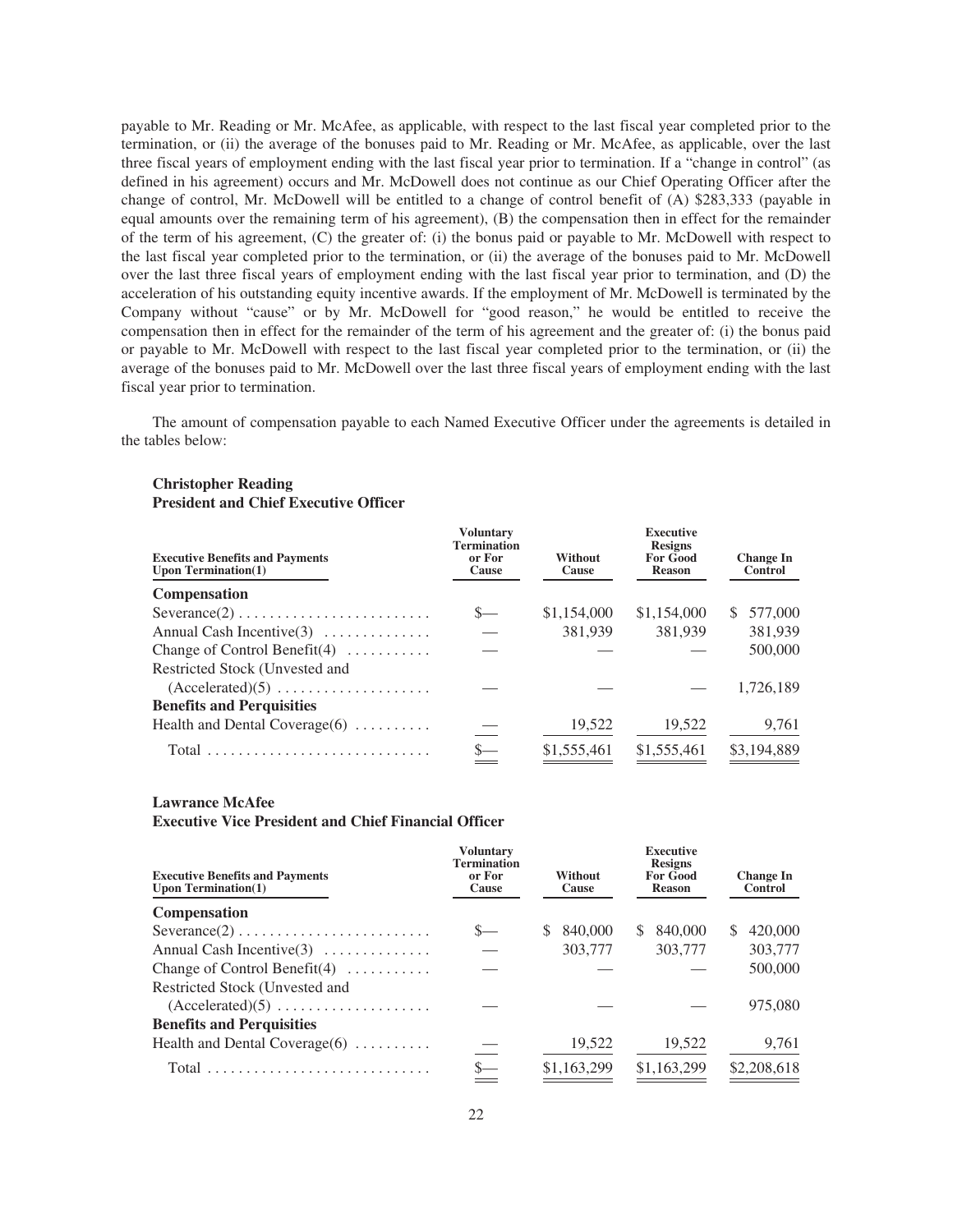payable to Mr. Reading or Mr. McAfee, as applicable, with respect to the last fiscal year completed prior to the termination, or (ii) the average of the bonuses paid to Mr. Reading or Mr. McAfee, as applicable, over the last three fiscal years of employment ending with the last fiscal year prior to termination. If a "change in control" (as defined in his agreement) occurs and Mr. McDowell does not continue as our Chief Operating Officer after the change of control, Mr. McDowell will be entitled to a change of control benefit of (A) $283,333 (payable in equal amounts over the remaining term of his agreement), (B) the compensation then in effect for the remainder of the term of his agreement, (C) the greater of: (i) the bonus paid or payable to Mr. McDowell with respect to the last fiscal year completed prior to the termination, or (ii) the average of the bonuses paid to Mr. McDowell over the last three fiscal years of employment ending with the last fiscal year prior to termination, and (D) the acceleration of his outstanding equity incentive awards. If the employment of Mr. McDowell is terminated by the Company without "cause" or by Mr. McDowell for "good reason," he would be entitled to receive the compensation then in effect for the remainder of the term of his agreement and the greater of: (i) the bonus paid or payable to Mr. McDowell with respect to the last fiscal year completed prior to the termination, or (ii) the average of the bonuses paid to Mr. McDowell over the last three fiscal years of employment ending with the last fiscal year prior to termination.

The amount of compensation payable to each Named Executive Officer under the agreements is detailed in the tables below:

**Christopher Reading**
**President and Chief Executive Officer**

| Executive Benefits and Payments Upon Termination(1) | Voluntary Termination or For Cause | Without Cause | Executive Resigns For Good Reason | Change In Control |
|---|---|---|---|---|
| **Compensation** | | | | |
| Severance(2) | $— | $1,154,000 | $1,154,000 | $ 577,000 |
| Annual Cash Incentive(3) | — | 381,939 | 381,939 | 381,939 |
| Change of Control Benefit(4) | — | — | — | 500,000 |
| Restricted Stock (Unvested and (Accelerated)(5) | — | — | — | 1,726,189 |
| **Benefits and Perquisities** | | | | |
| Health and Dental Coverage(6) | — | 19,522 | 19,522 | 9,761 |
| Total | $— | $1,555,461 | $1,555,461 | $3,194,889 |

**Lawrance McAfee**
**Executive Vice President and Chief Financial Officer**

| Executive Benefits and Payments Upon Termination(1) | Voluntary Termination or For Cause | Without Cause | Executive Resigns For Good Reason | Change In Control |
|---|---|---|---|---|
| **Compensation** | | | | |
| Severance(2) | $— | $ 840,000 | $ 840,000 | $ 420,000 |
| Annual Cash Incentive(3) | — | 303,777 | 303,777 | 303,777 |
| Change of Control Benefit(4) | — | — | — | 500,000 |
| Restricted Stock (Unvested and (Accelerated)(5) | — | — | — | 975,080 |
| **Benefits and Perquisities** | | | | |
| Health and Dental Coverage(6) | — | 19,522 | 19,522 | 9,761 |
| Total | $— | $1,163,299 | $1,163,299 | $2,208,618 |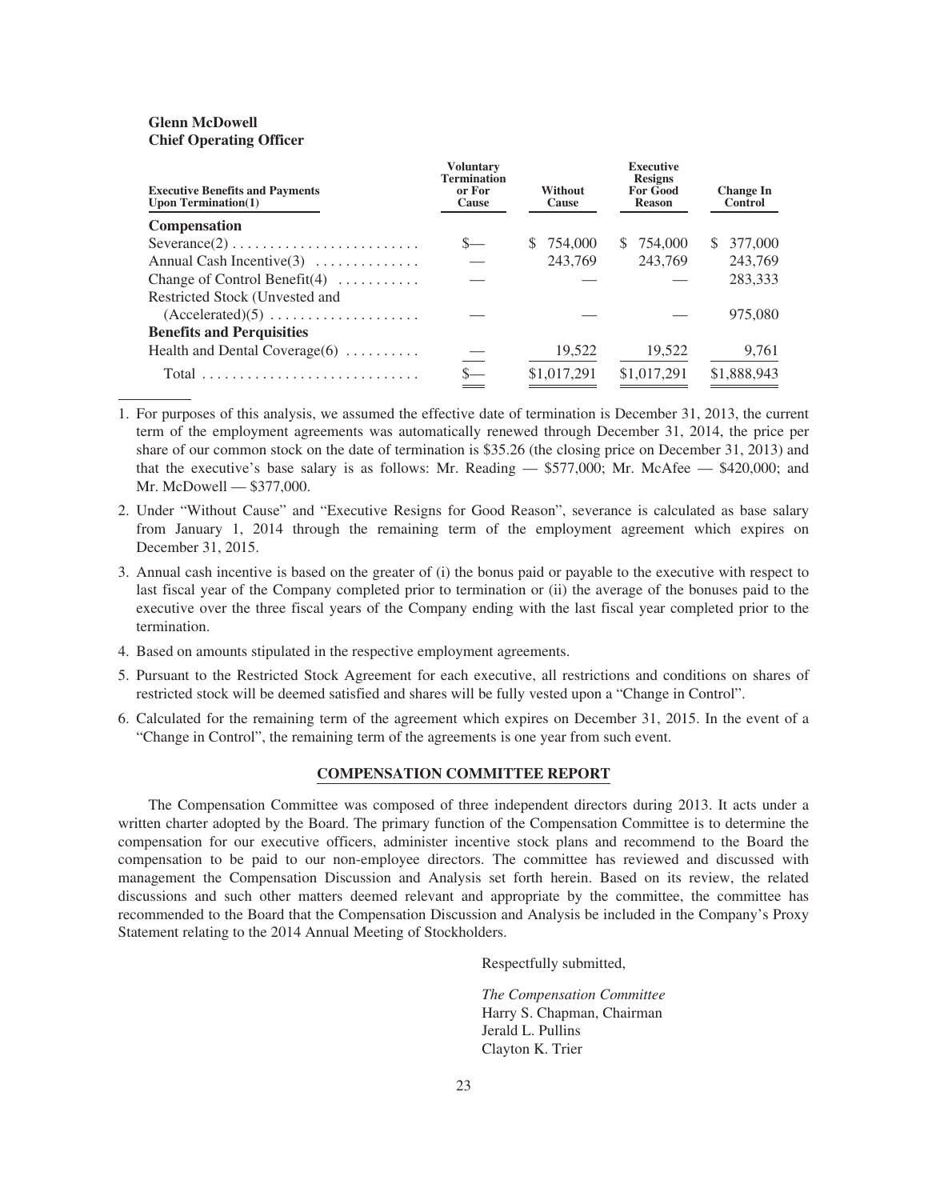**Glenn McDowell**
**Chief Operating Officer**

| Executive Benefits and Payments Upon Termination(1) | Voluntary Termination or For Cause | Without Cause | Executive Resigns For Good Reason | Change In Control |
|---|---|---|---|---|
| **Compensation** | | | | |
| Severance(2) | $— | $ 754,000 | $ 754,000 | $ 377,000 |
| Annual Cash Incentive(3) | — | 243,769 | 243,769 | 243,769 |
| Change of Control Benefit(4) | — | — | — | 283,333 |
| Restricted Stock (Unvested and (Accelerated)(5) | — | — | — | 975,080 |
| **Benefits and Perquisities** | | | | |
| Health and Dental Coverage(6) | — | 19,522 | 19,522 | 9,761 |
| Total | $— | $1,017,291 | $1,017,291 | $1,888,943 |

1. For purposes of this analysis, we assumed the effective date of termination is December 31, 2013, the current term of the employment agreements was automatically renewed through December 31, 2014, the price per share of our common stock on the date of termination is $35.26 (the closing price on December 31, 2013) and that the executive's base salary is as follows: Mr. Reading — $577,000; Mr. McAfee — $420,000; and Mr. McDowell — $377,000.
2. Under "Without Cause" and "Executive Resigns for Good Reason", severance is calculated as base salary from January 1, 2014 through the remaining term of the employment agreement which expires on December 31, 2015.
3. Annual cash incentive is based on the greater of (i) the bonus paid or payable to the executive with respect to last fiscal year of the Company completed prior to termination or (ii) the average of the bonuses paid to the executive over the three fiscal years of the Company ending with the last fiscal year completed prior to the termination.
4. Based on amounts stipulated in the respective employment agreements.
5. Pursuant to the Restricted Stock Agreement for each executive, all restrictions and conditions on shares of restricted stock will be deemed satisfied and shares will be fully vested upon a "Change in Control".
6. Calculated for the remaining term of the agreement which expires on December 31, 2015. In the event of a "Change in Control", the remaining term of the agreements is one year from such event.

## COMPENSATION COMMITTEE REPORT

The Compensation Committee was composed of three independent directors during 2013. It acts under a written charter adopted by the Board. The primary function of the Compensation Committee is to determine the compensation for our executive officers, administer incentive stock plans and recommend to the Board the compensation to be paid to our non-employee directors. The committee has reviewed and discussed with management the Compensation Discussion and Analysis set forth herein. Based on its review, the related discussions and such other matters deemed relevant and appropriate by the committee, the committee has recommended to the Board that the Compensation Discussion and Analysis be included in the Company's Proxy Statement relating to the 2014 Annual Meeting of Stockholders.

Respectfully submitted,

*The Compensation Committee*
Harry S. Chapman, Chairman
Jerald L. Pullins
Clayton K. Trier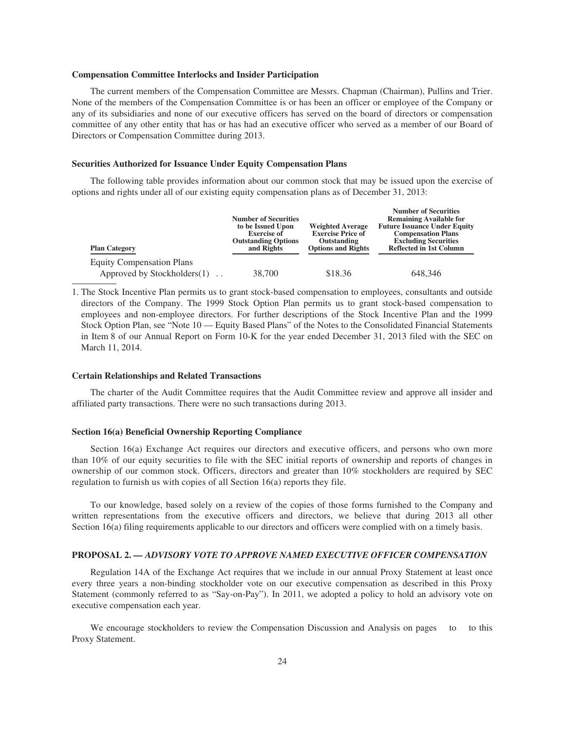### Compensation Committee Interlocks and Insider Participation

The current members of the Compensation Committee are Messrs. Chapman (Chairman), Pullins and Trier. None of the members of the Compensation Committee is or has been an officer or employee of the Company or any of its subsidiaries and none of our executive officers has served on the board of directors or compensation committee of any other entity that has or has had an executive officer who served as a member of our Board of Directors or Compensation Committee during 2013.

### Securities Authorized for Issuance Under Equity Compensation Plans

The following table provides information about our common stock that may be issued upon the exercise of options and rights under all of our existing equity compensation plans as of December 31, 2013:

| Plan Category | Number of Securities to be Issued Upon Exercise of Outstanding Options and Rights | Weighted Average Exercise Price of Outstanding Options and Rights | Number of Securities Remaining Available for Future Issuance Under Equity Compensation Plans Excluding Securities Reflected in 1st Column |
|---|---|---|---|
| Equity Compensation Plans Approved by Stockholders(1) . . | 38,700 | $18.36 | 648,346 |

1. The Stock Incentive Plan permits us to grant stock-based compensation to employees, consultants and outside directors of the Company. The 1999 Stock Option Plan permits us to grant stock-based compensation to employees and non-employee directors. For further descriptions of the Stock Incentive Plan and the 1999 Stock Option Plan, see "Note 10 — Equity Based Plans" of the Notes to the Consolidated Financial Statements in Item 8 of our Annual Report on Form 10-K for the year ended December 31, 2013 filed with the SEC on March 11, 2014.

### Certain Relationships and Related Transactions

The charter of the Audit Committee requires that the Audit Committee review and approve all insider and affiliated party transactions. There were no such transactions during 2013.

### Section 16(a) Beneficial Ownership Reporting Compliance

Section 16(a) Exchange Act requires our directors and executive officers, and persons who own more than 10% of our equity securities to file with the SEC initial reports of ownership and reports of changes in ownership of our common stock. Officers, directors and greater than 10% stockholders are required by SEC regulation to furnish us with copies of all Section 16(a) reports they file.

To our knowledge, based solely on a review of the copies of those forms furnished to the Company and written representations from the executive officers and directors, we believe that during 2013 all other Section 16(a) filing requirements applicable to our directors and officers were complied with on a timely basis.

### PROPOSAL 2. — *ADVISORY VOTE TO APPROVE NAMED EXECUTIVE OFFICER COMPENSATION*

Regulation 14A of the Exchange Act requires that we include in our annual Proxy Statement at least once every three years a non-binding stockholder vote on our executive compensation as described in this Proxy Statement (commonly referred to as "Say-on-Pay"). In 2011, we adopted a policy to hold an advisory vote on executive compensation each year.

We encourage stockholders to review the Compensation Discussion and Analysis on pages to to this Proxy Statement.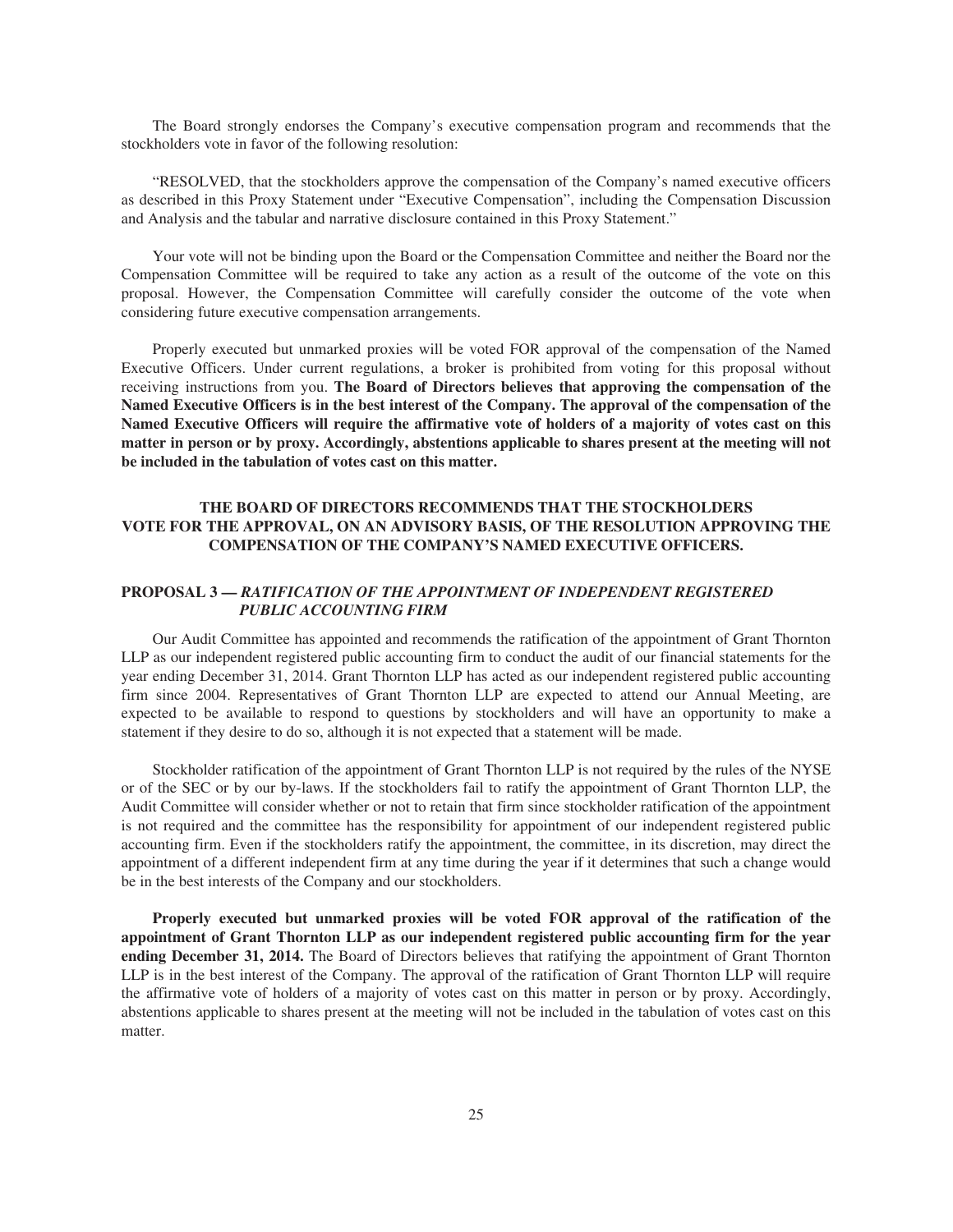The Board strongly endorses the Company's executive compensation program and recommends that the stockholders vote in favor of the following resolution:

"RESOLVED, that the stockholders approve the compensation of the Company's named executive officers as described in this Proxy Statement under "Executive Compensation", including the Compensation Discussion and Analysis and the tabular and narrative disclosure contained in this Proxy Statement."

Your vote will not be binding upon the Board or the Compensation Committee and neither the Board nor the Compensation Committee will be required to take any action as a result of the outcome of the vote on this proposal. However, the Compensation Committee will carefully consider the outcome of the vote when considering future executive compensation arrangements.

Properly executed but unmarked proxies will be voted FOR approval of the compensation of the Named Executive Officers. Under current regulations, a broker is prohibited from voting for this proposal without receiving instructions from you. **The Board of Directors believes that approving the compensation of the Named Executive Officers is in the best interest of the Company. The approval of the compensation of the Named Executive Officers will require the affirmative vote of holders of a majority of votes cast on this matter in person or by proxy. Accordingly, abstentions applicable to shares present at the meeting will not be included in the tabulation of votes cast on this matter.**

**THE BOARD OF DIRECTORS RECOMMENDS THAT THE STOCKHOLDERS VOTE FOR THE APPROVAL, ON AN ADVISORY BASIS, OF THE RESOLUTION APPROVING THE COMPENSATION OF THE COMPANY'S NAMED EXECUTIVE OFFICERS.**

## PROPOSAL 3 — *RATIFICATION OF THE APPOINTMENT OF INDEPENDENT REGISTERED PUBLIC ACCOUNTING FIRM*

Our Audit Committee has appointed and recommends the ratification of the appointment of Grant Thornton LLP as our independent registered public accounting firm to conduct the audit of our financial statements for the year ending December 31, 2014. Grant Thornton LLP has acted as our independent registered public accounting firm since 2004. Representatives of Grant Thornton LLP are expected to attend our Annual Meeting, are expected to be available to respond to questions by stockholders and will have an opportunity to make a statement if they desire to do so, although it is not expected that a statement will be made.

Stockholder ratification of the appointment of Grant Thornton LLP is not required by the rules of the NYSE or of the SEC or by our by-laws. If the stockholders fail to ratify the appointment of Grant Thornton LLP, the Audit Committee will consider whether or not to retain that firm since stockholder ratification of the appointment is not required and the committee has the responsibility for appointment of our independent registered public accounting firm. Even if the stockholders ratify the appointment, the committee, in its discretion, may direct the appointment of a different independent firm at any time during the year if it determines that such a change would be in the best interests of the Company and our stockholders.

**Properly executed but unmarked proxies will be voted FOR approval of the ratification of the appointment of Grant Thornton LLP as our independent registered public accounting firm for the year ending December 31, 2014.** The Board of Directors believes that ratifying the appointment of Grant Thornton LLP is in the best interest of the Company. The approval of the ratification of Grant Thornton LLP will require the affirmative vote of holders of a majority of votes cast on this matter in person or by proxy. Accordingly, abstentions applicable to shares present at the meeting will not be included in the tabulation of votes cast on this matter.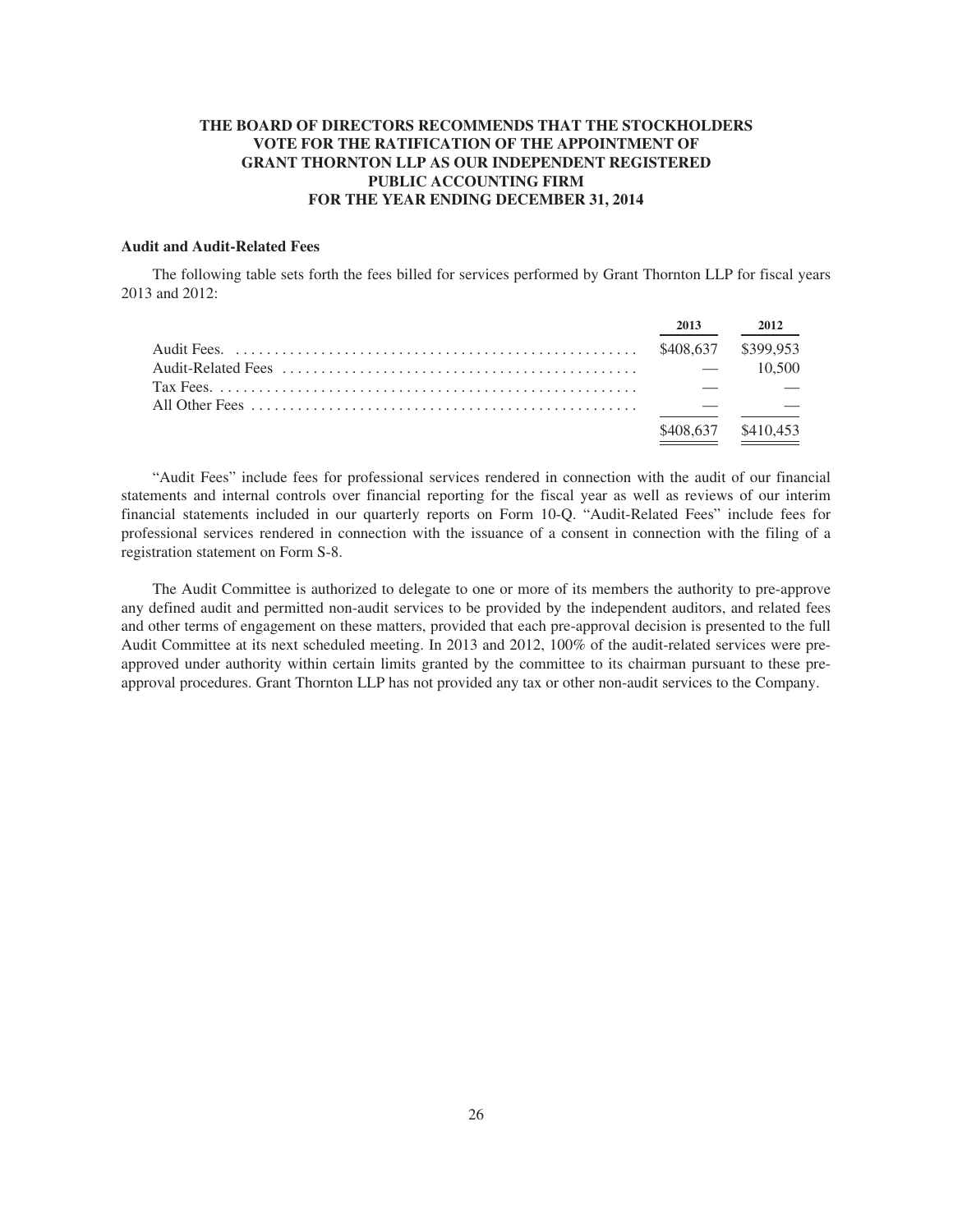**THE BOARD OF DIRECTORS RECOMMENDS THAT THE STOCKHOLDERS VOTE FOR THE RATIFICATION OF THE APPOINTMENT OF GRANT THORNTON LLP AS OUR INDEPENDENT REGISTERED PUBLIC ACCOUNTING FIRM FOR THE YEAR ENDING DECEMBER 31, 2014**

### Audit and Audit-Related Fees

The following table sets forth the fees billed for services performed by Grant Thornton LLP for fiscal years 2013 and 2012:

| | 2013 | 2012 |
|---|---|---|
| Audit Fees. | $408,637 | $399,953 |
| Audit-Related Fees | — | 10,500 |
| Tax Fees. | — | — |
| All Other Fees | — | — |
| | $408,637 | $410,453 |

"Audit Fees" include fees for professional services rendered in connection with the audit of our financial statements and internal controls over financial reporting for the fiscal year as well as reviews of our interim financial statements included in our quarterly reports on Form 10-Q. "Audit-Related Fees" include fees for professional services rendered in connection with the issuance of a consent in connection with the filing of a registration statement on Form S-8.

The Audit Committee is authorized to delegate to one or more of its members the authority to pre-approve any defined audit and permitted non-audit services to be provided by the independent auditors, and related fees and other terms of engagement on these matters, provided that each pre-approval decision is presented to the full Audit Committee at its next scheduled meeting. In 2013 and 2012, 100% of the audit-related services were pre-approved under authority within certain limits granted by the committee to its chairman pursuant to these pre-approval procedures. Grant Thornton LLP has not provided any tax or other non-audit services to the Company.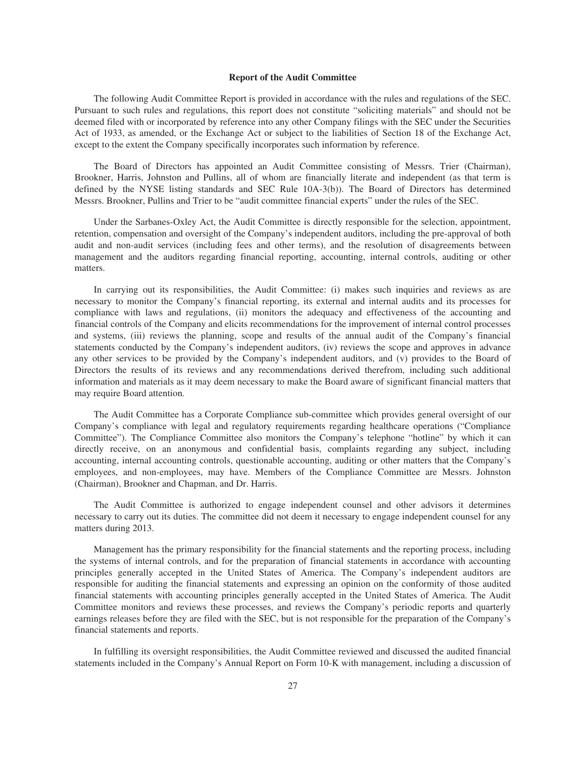**Report of the Audit Committee**

The following Audit Committee Report is provided in accordance with the rules and regulations of the SEC. Pursuant to such rules and regulations, this report does not constitute "soliciting materials" and should not be deemed filed with or incorporated by reference into any other Company filings with the SEC under the Securities Act of 1933, as amended, or the Exchange Act or subject to the liabilities of Section 18 of the Exchange Act, except to the extent the Company specifically incorporates such information by reference.

The Board of Directors has appointed an Audit Committee consisting of Messrs. Trier (Chairman), Brookner, Harris, Johnston and Pullins, all of whom are financially literate and independent (as that term is defined by the NYSE listing standards and SEC Rule 10A-3(b)). The Board of Directors has determined Messrs. Brookner, Pullins and Trier to be "audit committee financial experts" under the rules of the SEC.

Under the Sarbanes-Oxley Act, the Audit Committee is directly responsible for the selection, appointment, retention, compensation and oversight of the Company's independent auditors, including the pre-approval of both audit and non-audit services (including fees and other terms), and the resolution of disagreements between management and the auditors regarding financial reporting, accounting, internal controls, auditing or other matters.

In carrying out its responsibilities, the Audit Committee: (i) makes such inquiries and reviews as are necessary to monitor the Company's financial reporting, its external and internal audits and its processes for compliance with laws and regulations, (ii) monitors the adequacy and effectiveness of the accounting and financial controls of the Company and elicits recommendations for the improvement of internal control processes and systems, (iii) reviews the planning, scope and results of the annual audit of the Company's financial statements conducted by the Company's independent auditors, (iv) reviews the scope and approves in advance any other services to be provided by the Company's independent auditors, and (v) provides to the Board of Directors the results of its reviews and any recommendations derived therefrom, including such additional information and materials as it may deem necessary to make the Board aware of significant financial matters that may require Board attention.

The Audit Committee has a Corporate Compliance sub-committee which provides general oversight of our Company's compliance with legal and regulatory requirements regarding healthcare operations ("Compliance Committee"). The Compliance Committee also monitors the Company's telephone "hotline" by which it can directly receive, on an anonymous and confidential basis, complaints regarding any subject, including accounting, internal accounting controls, questionable accounting, auditing or other matters that the Company's employees, and non-employees, may have. Members of the Compliance Committee are Messrs. Johnston (Chairman), Brookner and Chapman, and Dr. Harris.

The Audit Committee is authorized to engage independent counsel and other advisors it determines necessary to carry out its duties. The committee did not deem it necessary to engage independent counsel for any matters during 2013.

Management has the primary responsibility for the financial statements and the reporting process, including the systems of internal controls, and for the preparation of financial statements in accordance with accounting principles generally accepted in the United States of America. The Company's independent auditors are responsible for auditing the financial statements and expressing an opinion on the conformity of those audited financial statements with accounting principles generally accepted in the United States of America. The Audit Committee monitors and reviews these processes, and reviews the Company's periodic reports and quarterly earnings releases before they are filed with the SEC, but is not responsible for the preparation of the Company's financial statements and reports.

In fulfilling its oversight responsibilities, the Audit Committee reviewed and discussed the audited financial statements included in the Company's Annual Report on Form 10-K with management, including a discussion of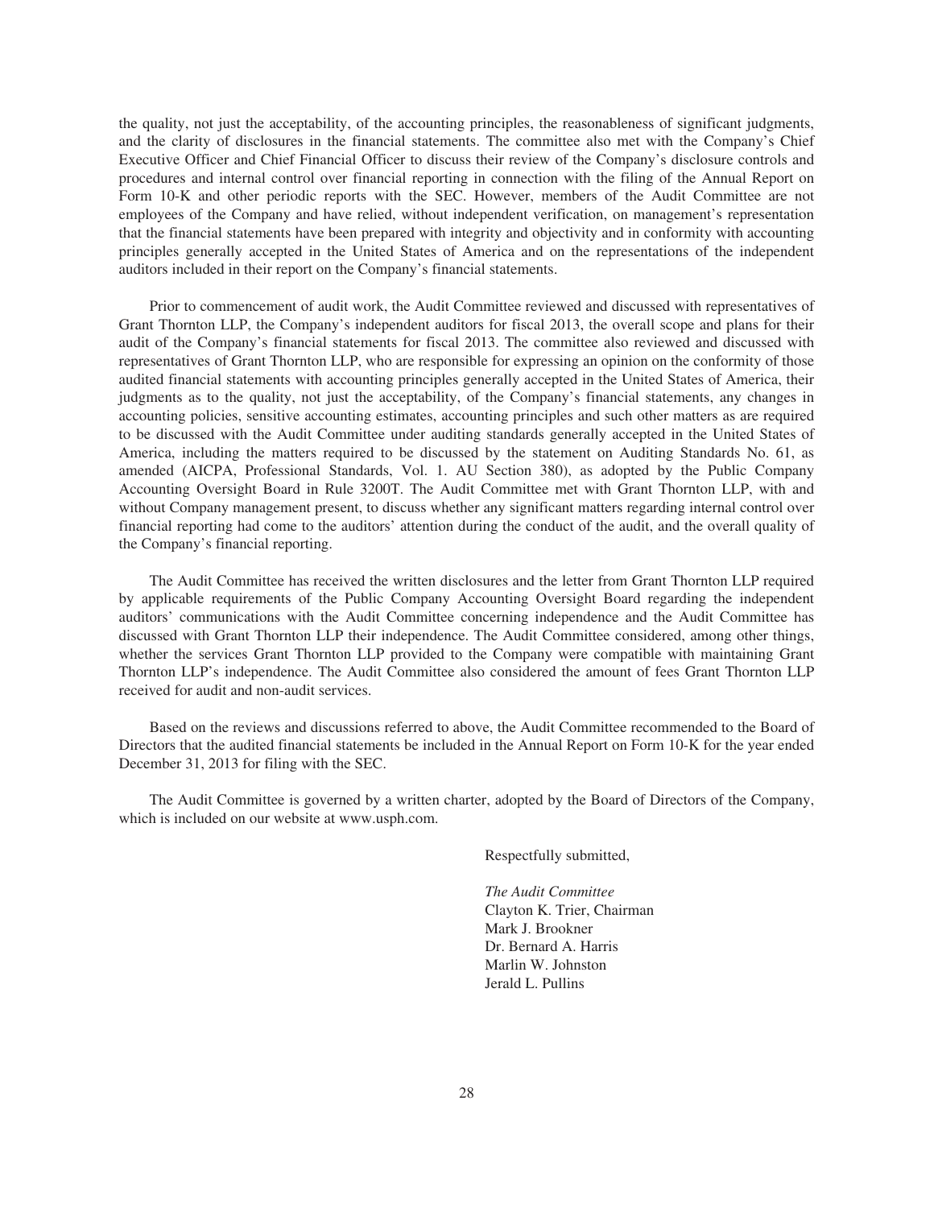the quality, not just the acceptability, of the accounting principles, the reasonableness of significant judgments, and the clarity of disclosures in the financial statements. The committee also met with the Company's Chief Executive Officer and Chief Financial Officer to discuss their review of the Company's disclosure controls and procedures and internal control over financial reporting in connection with the filing of the Annual Report on Form 10-K and other periodic reports with the SEC. However, members of the Audit Committee are not employees of the Company and have relied, without independent verification, on management's representation that the financial statements have been prepared with integrity and objectivity and in conformity with accounting principles generally accepted in the United States of America and on the representations of the independent auditors included in their report on the Company's financial statements.

Prior to commencement of audit work, the Audit Committee reviewed and discussed with representatives of Grant Thornton LLP, the Company's independent auditors for fiscal 2013, the overall scope and plans for their audit of the Company's financial statements for fiscal 2013. The committee also reviewed and discussed with representatives of Grant Thornton LLP, who are responsible for expressing an opinion on the conformity of those audited financial statements with accounting principles generally accepted in the United States of America, their judgments as to the quality, not just the acceptability, of the Company's financial statements, any changes in accounting policies, sensitive accounting estimates, accounting principles and such other matters as are required to be discussed with the Audit Committee under auditing standards generally accepted in the United States of America, including the matters required to be discussed by the statement on Auditing Standards No. 61, as amended (AICPA, Professional Standards, Vol. 1. AU Section 380), as adopted by the Public Company Accounting Oversight Board in Rule 3200T. The Audit Committee met with Grant Thornton LLP, with and without Company management present, to discuss whether any significant matters regarding internal control over financial reporting had come to the auditors' attention during the conduct of the audit, and the overall quality of the Company's financial reporting.

The Audit Committee has received the written disclosures and the letter from Grant Thornton LLP required by applicable requirements of the Public Company Accounting Oversight Board regarding the independent auditors' communications with the Audit Committee concerning independence and the Audit Committee has discussed with Grant Thornton LLP their independence. The Audit Committee considered, among other things, whether the services Grant Thornton LLP provided to the Company were compatible with maintaining Grant Thornton LLP's independence. The Audit Committee also considered the amount of fees Grant Thornton LLP received for audit and non-audit services.

Based on the reviews and discussions referred to above, the Audit Committee recommended to the Board of Directors that the audited financial statements be included in the Annual Report on Form 10-K for the year ended December 31, 2013 for filing with the SEC.

The Audit Committee is governed by a written charter, adopted by the Board of Directors of the Company, which is included on our website at www.usph.com.

Respectfully submitted,

*The Audit Committee*
Clayton K. Trier, Chairman
Mark J. Brookner
Dr. Bernard A. Harris
Marlin W. Johnston
Jerald L. Pullins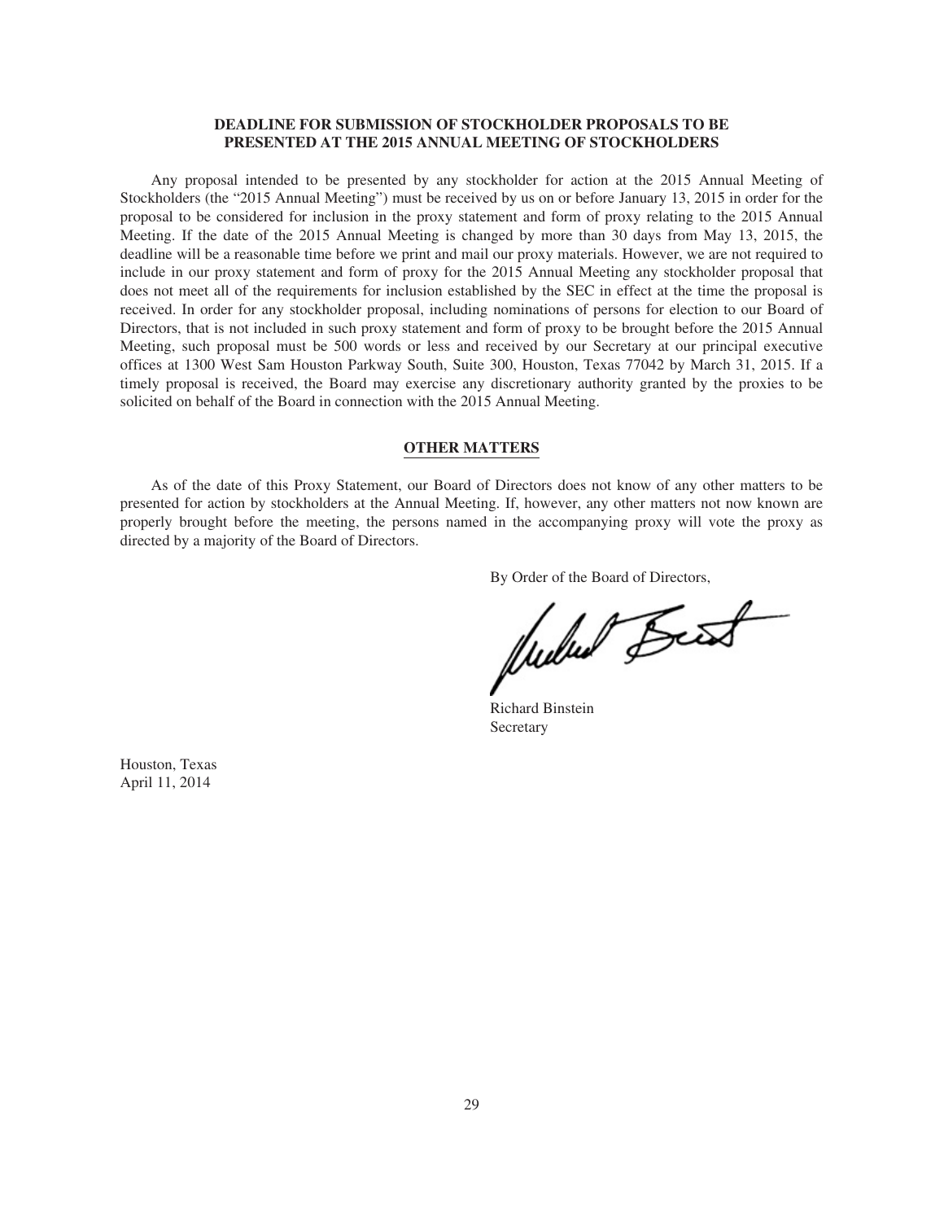## DEADLINE FOR SUBMISSION OF STOCKHOLDER PROPOSALS TO BE PRESENTED AT THE 2015 ANNUAL MEETING OF STOCKHOLDERS

Any proposal intended to be presented by any stockholder for action at the 2015 Annual Meeting of Stockholders (the "2015 Annual Meeting") must be received by us on or before January 13, 2015 in order for the proposal to be considered for inclusion in the proxy statement and form of proxy relating to the 2015 Annual Meeting. If the date of the 2015 Annual Meeting is changed by more than 30 days from May 13, 2015, the deadline will be a reasonable time before we print and mail our proxy materials. However, we are not required to include in our proxy statement and form of proxy for the 2015 Annual Meeting any stockholder proposal that does not meet all of the requirements for inclusion established by the SEC in effect at the time the proposal is received. In order for any stockholder proposal, including nominations of persons for election to our Board of Directors, that is not included in such proxy statement and form of proxy to be brought before the 2015 Annual Meeting, such proposal must be 500 words or less and received by our Secretary at our principal executive offices at 1300 West Sam Houston Parkway South, Suite 300, Houston, Texas 77042 by March 31, 2015. If a timely proposal is received, the Board may exercise any discretionary authority granted by the proxies to be solicited on behalf of the Board in connection with the 2015 Annual Meeting.

## OTHER MATTERS

As of the date of this Proxy Statement, our Board of Directors does not know of any other matters to be presented for action by stockholders at the Annual Meeting. If, however, any other matters not now known are properly brought before the meeting, the persons named in the accompanying proxy will vote the proxy as directed by a majority of the Board of Directors.

By Order of the Board of Directors,

Richard Binstein
Secretary

Houston, Texas
April 11, 2014